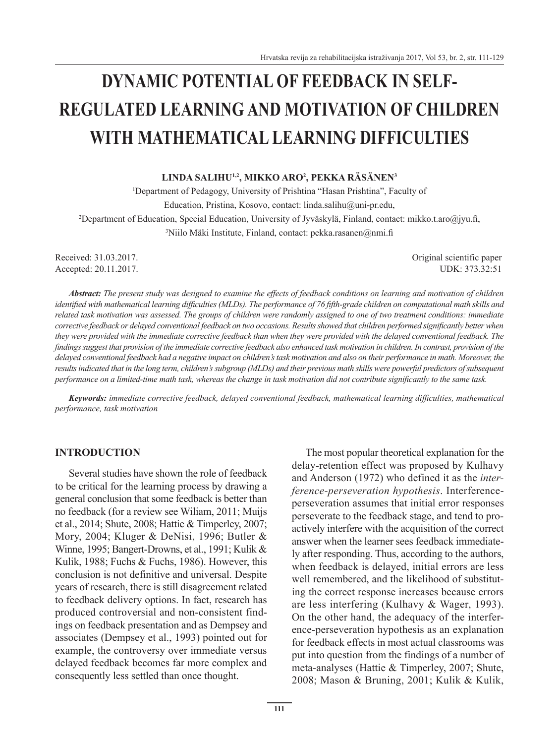# DYNAMIC POTENTIAL OF FEEDBACK IN SELF-REGULATED LEARNING AND MOTIVATION OF CHILDREN WITH MATHEMATICAL LEARNING DIFFICULTIES

**LINDA SALIHU[1,2], MIKKO ARO[2], PEKKA RÄSÄNEN[3]**

[1]Department of Pedagogy, University of Prishtina "Hasan Prishtina", Faculty of Education, Pristina, Kosovo, contact: linda.salihu@uni-pr.edu,

[2]Department of Education, Special Education, University of Jyväskylä, Finland, contact: mikko.t.aro@jyu.fi,

[3]Niilo Mäki Institute, Finland, contact: pekka.rasanen@nmi.fi

Received: 31.03.2017.
Accepted: 20.11.2017.

Original scientific paper
UDK: 373.32:51

***Abstract:*** *The present study was designed to examine the effects of feedback conditions on learning and motivation of children identified with mathematical learning difficulties (MLDs). The performance of 76 fifth-grade children on computational math skills and related task motivation was assessed. The groups of children were randomly assigned to one of two treatment conditions: immediate corrective feedback or delayed conventional feedback on two occasions. Results showed that children performed significantly better when they were provided with the immediate corrective feedback than when they were provided with the delayed conventional feedback. The findings suggest that provision of the immediate corrective feedback also enhanced task motivation in children. In contrast, provision of the delayed conventional feedback had a negative impact on children's task motivation and also on their performance in math. Moreover, the results indicated that in the long term, children's subgroup (MLDs) and their previous math skills were powerful predictors of subsequent performance on a limited-time math task, whereas the change in task motivation did not contribute significantly to the same task.*

***Keywords:*** *immediate corrective feedback, delayed conventional feedback, mathematical learning difficulties, mathematical performance, task motivation*

## INTRODUCTION

Several studies have shown the role of feedback to be critical for the learning process by drawing a general conclusion that some feedback is better than no feedback (for a review see Wiliam, 2011; Muijs et al., 2014; Shute, 2008; Hattie & Timperley, 2007; Mory, 2004; Kluger & DeNisi, 1996; Butler & Winne, 1995; Bangert-Drowns, et al., 1991; Kulik & Kulik, 1988; Fuchs & Fuchs, 1986). However, this conclusion is not definitive and universal. Despite years of research, there is still disagreement related to feedback delivery options. In fact, research has produced controversial and non-consistent findings on feedback presentation and as Dempsey and associates (Dempsey et al., 1993) pointed out for example, the controversy over immediate versus delayed feedback becomes far more complex and consequently less settled than once thought.

The most popular theoretical explanation for the delay-retention effect was proposed by Kulhavy and Anderson (1972) who defined it as the *interference-perseveration hypothesis*. Interference-perseveration assumes that initial error responses perseverate to the feedback stage, and tend to proactively interfere with the acquisition of the correct answer when the learner sees feedback immediately after responding. Thus, according to the authors, when feedback is delayed, initial errors are less well remembered, and the likelihood of substituting the correct response increases because errors are less interfering (Kulhavy & Wager, 1993). On the other hand, the adequacy of the interference-perseveration hypothesis as an explanation for feedback effects in most actual classrooms was put into question from the findings of a number of meta-analyses (Hattie & Timperley, 2007; Shute, 2008; Mason & Bruning, 2001; Kulik & Kulik,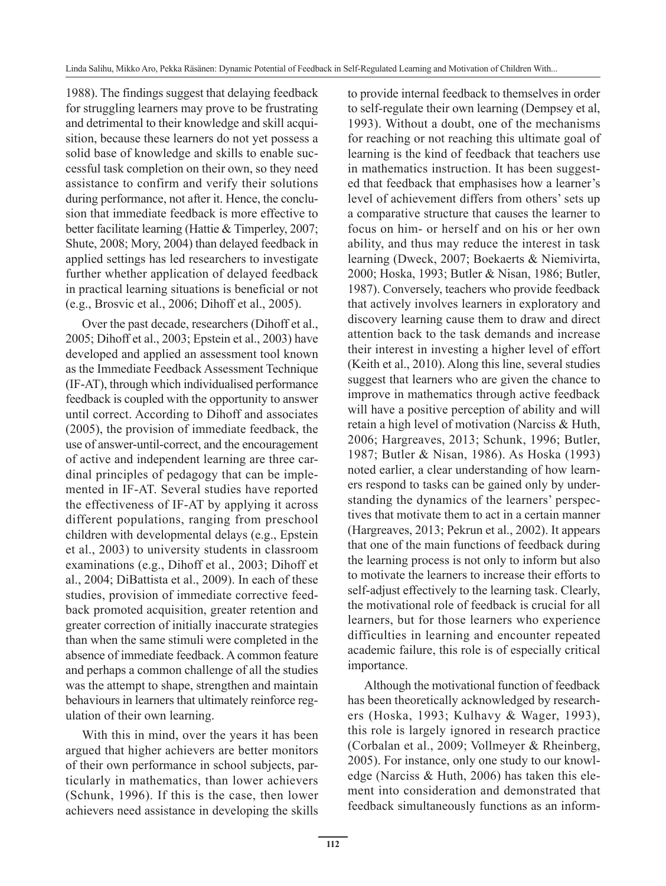1988). The findings suggest that delaying feedback for struggling learners may prove to be frustrating and detrimental to their knowledge and skill acquisition, because these learners do not yet possess a solid base of knowledge and skills to enable successful task completion on their own, so they need assistance to confirm and verify their solutions during performance, not after it. Hence, the conclusion that immediate feedback is more effective to better facilitate learning (Hattie & Timperley, 2007; Shute, 2008; Mory, 2004) than delayed feedback in applied settings has led researchers to investigate further whether application of delayed feedback in practical learning situations is beneficial or not (e.g., Brosvic et al., 2006; Dihoff et al., 2005).

Over the past decade, researchers (Dihoff et al., 2005; Dihoff et al., 2003; Epstein et al., 2003) have developed and applied an assessment tool known as the Immediate Feedback Assessment Technique (IF-AT), through which individualised performance feedback is coupled with the opportunity to answer until correct. According to Dihoff and associates (2005), the provision of immediate feedback, the use of answer-until-correct, and the encouragement of active and independent learning are three cardinal principles of pedagogy that can be implemented in IF-AT. Several studies have reported the effectiveness of IF-AT by applying it across different populations, ranging from preschool children with developmental delays (e.g., Epstein et al., 2003) to university students in classroom examinations (e.g., Dihoff et al., 2003; Dihoff et al., 2004; DiBattista et al., 2009). In each of these studies, provision of immediate corrective feedback promoted acquisition, greater retention and greater correction of initially inaccurate strategies than when the same stimuli were completed in the absence of immediate feedback. A common feature and perhaps a common challenge of all the studies was the attempt to shape, strengthen and maintain behaviours in learners that ultimately reinforce regulation of their own learning.

With this in mind, over the years it has been argued that higher achievers are better monitors of their own performance in school subjects, particularly in mathematics, than lower achievers (Schunk, 1996). If this is the case, then lower achievers need assistance in developing the skills to provide internal feedback to themselves in order to self-regulate their own learning (Dempsey et al, 1993). Without a doubt, one of the mechanisms for reaching or not reaching this ultimate goal of learning is the kind of feedback that teachers use in mathematics instruction. It has been suggested that feedback that emphasises how a learner's level of achievement differs from others' sets up a comparative structure that causes the learner to focus on him- or herself and on his or her own ability, and thus may reduce the interest in task learning (Dweck, 2007; Boekaerts & Niemivirta, 2000; Hoska, 1993; Butler & Nisan, 1986; Butler, 1987). Conversely, teachers who provide feedback that actively involves learners in exploratory and discovery learning cause them to draw and direct attention back to the task demands and increase their interest in investing a higher level of effort (Keith et al., 2010). Along this line, several studies suggest that learners who are given the chance to improve in mathematics through active feedback will have a positive perception of ability and will retain a high level of motivation (Narciss & Huth, 2006; Hargreaves, 2013; Schunk, 1996; Butler, 1987; Butler & Nisan, 1986). As Hoska (1993) noted earlier, a clear understanding of how learners respond to tasks can be gained only by understanding the dynamics of the learners' perspectives that motivate them to act in a certain manner (Hargreaves, 2013; Pekrun et al., 2002). It appears that one of the main functions of feedback during the learning process is not only to inform but also to motivate the learners to increase their efforts to self-adjust effectively to the learning task. Clearly, the motivational role of feedback is crucial for all learners, but for those learners who experience difficulties in learning and encounter repeated academic failure, this role is of especially critical importance.

Although the motivational function of feedback has been theoretically acknowledged by researchers (Hoska, 1993; Kulhavy & Wager, 1993), this role is largely ignored in research practice (Corbalan et al., 2009; Vollmeyer & Rheinberg, 2005). For instance, only one study to our knowledge (Narciss & Huth, 2006) has taken this element into consideration and demonstrated that feedback simultaneously functions as an inform-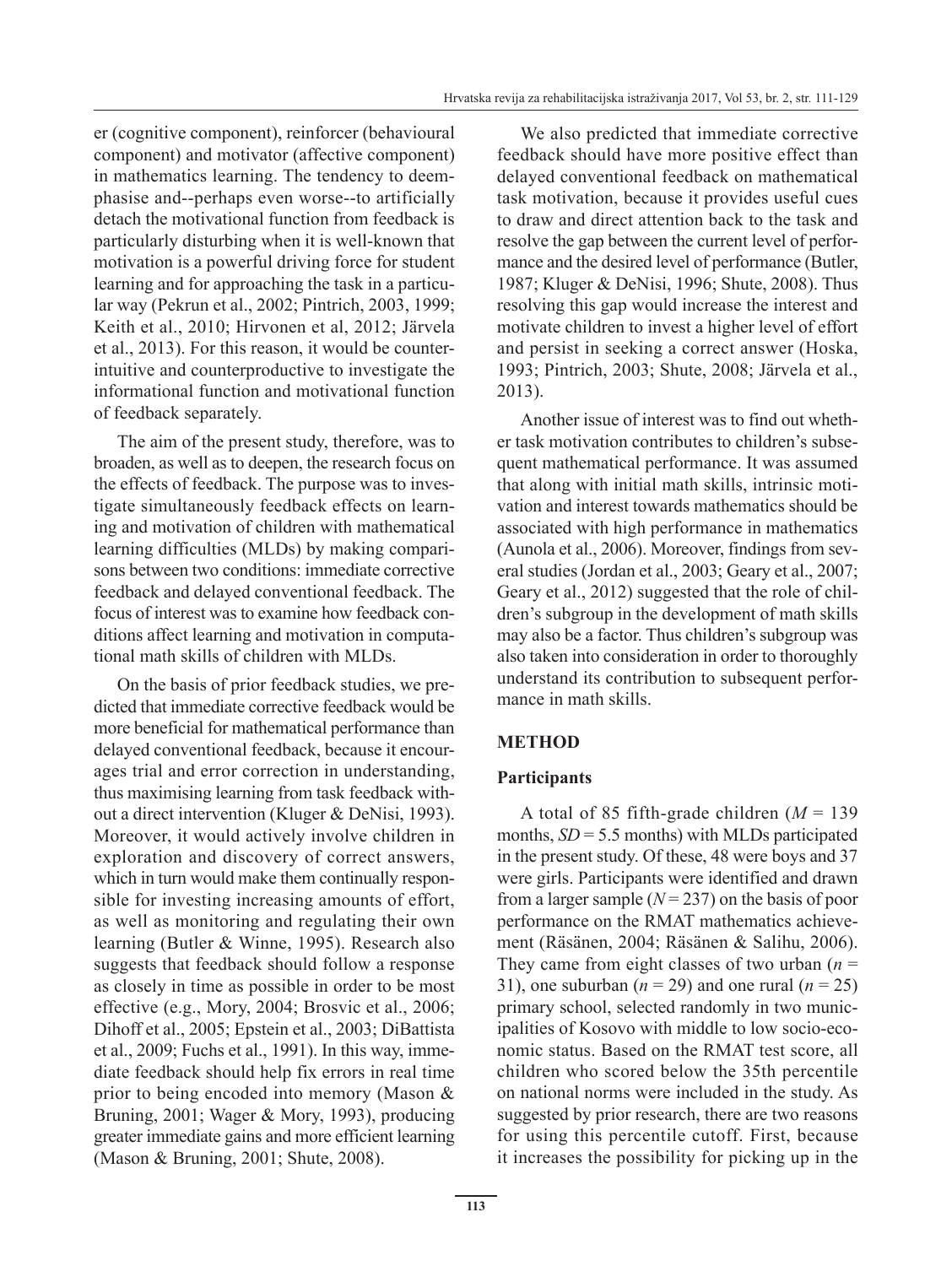er (cognitive component), reinforcer (behavioural component) and motivator (affective component) in mathematics learning. The tendency to deemphasise and--perhaps even worse--to artificially detach the motivational function from feedback is particularly disturbing when it is well-known that motivation is a powerful driving force for student learning and for approaching the task in a particular way (Pekrun et al., 2002; Pintrich, 2003, 1999; Keith et al., 2010; Hirvonen et al, 2012; Järvela et al., 2013). For this reason, it would be counterintuitive and counterproductive to investigate the informational function and motivational function of feedback separately.

The aim of the present study, therefore, was to broaden, as well as to deepen, the research focus on the effects of feedback. The purpose was to investigate simultaneously feedback effects on learning and motivation of children with mathematical learning difficulties (MLDs) by making comparisons between two conditions: immediate corrective feedback and delayed conventional feedback. The focus of interest was to examine how feedback conditions affect learning and motivation in computational math skills of children with MLDs.

On the basis of prior feedback studies, we predicted that immediate corrective feedback would be more beneficial for mathematical performance than delayed conventional feedback, because it encourages trial and error correction in understanding, thus maximising learning from task feedback without a direct intervention (Kluger & DeNisi, 1993). Moreover, it would actively involve children in exploration and discovery of correct answers, which in turn would make them continually responsible for investing increasing amounts of effort, as well as monitoring and regulating their own learning (Butler & Winne, 1995). Research also suggests that feedback should follow a response as closely in time as possible in order to be most effective (e.g., Mory, 2004; Brosvic et al., 2006; Dihoff et al., 2005; Epstein et al., 2003; DiBattista et al., 2009; Fuchs et al., 1991). In this way, immediate feedback should help fix errors in real time prior to being encoded into memory (Mason & Bruning, 2001; Wager & Mory, 1993), producing greater immediate gains and more efficient learning (Mason & Bruning, 2001; Shute, 2008).

We also predicted that immediate corrective feedback should have more positive effect than delayed conventional feedback on mathematical task motivation, because it provides useful cues to draw and direct attention back to the task and resolve the gap between the current level of performance and the desired level of performance (Butler, 1987; Kluger & DeNisi, 1996; Shute, 2008). Thus resolving this gap would increase the interest and motivate children to invest a higher level of effort and persist in seeking a correct answer (Hoska, 1993; Pintrich, 2003; Shute, 2008; Järvela et al., 2013).

Another issue of interest was to find out whether task motivation contributes to children's subsequent mathematical performance. It was assumed that along with initial math skills, intrinsic motivation and interest towards mathematics should be associated with high performance in mathematics (Aunola et al., 2006). Moreover, findings from several studies (Jordan et al., 2003; Geary et al., 2007; Geary et al., 2012) suggested that the role of children's subgroup in the development of math skills may also be a factor. Thus children's subgroup was also taken into consideration in order to thoroughly understand its contribution to subsequent performance in math skills.

## METHOD

### Participants

A total of 85 fifth-grade children ($M$ = 139 months, $SD$ = 5.5 months) with MLDs participated in the present study. Of these, 48 were boys and 37 were girls. Participants were identified and drawn from a larger sample ($N$ = 237) on the basis of poor performance on the RMAT mathematics achievement (Räsänen, 2004; Räsänen & Salihu, 2006). They came from eight classes of two urban ($n$ = 31), one suburban ($n$ = 29) and one rural ($n$ = 25) primary school, selected randomly in two municipalities of Kosovo with middle to low socio-economic status. Based on the RMAT test score, all children who scored below the 35th percentile on national norms were included in the study. As suggested by prior research, there are two reasons for using this percentile cutoff. First, because it increases the possibility for picking up in the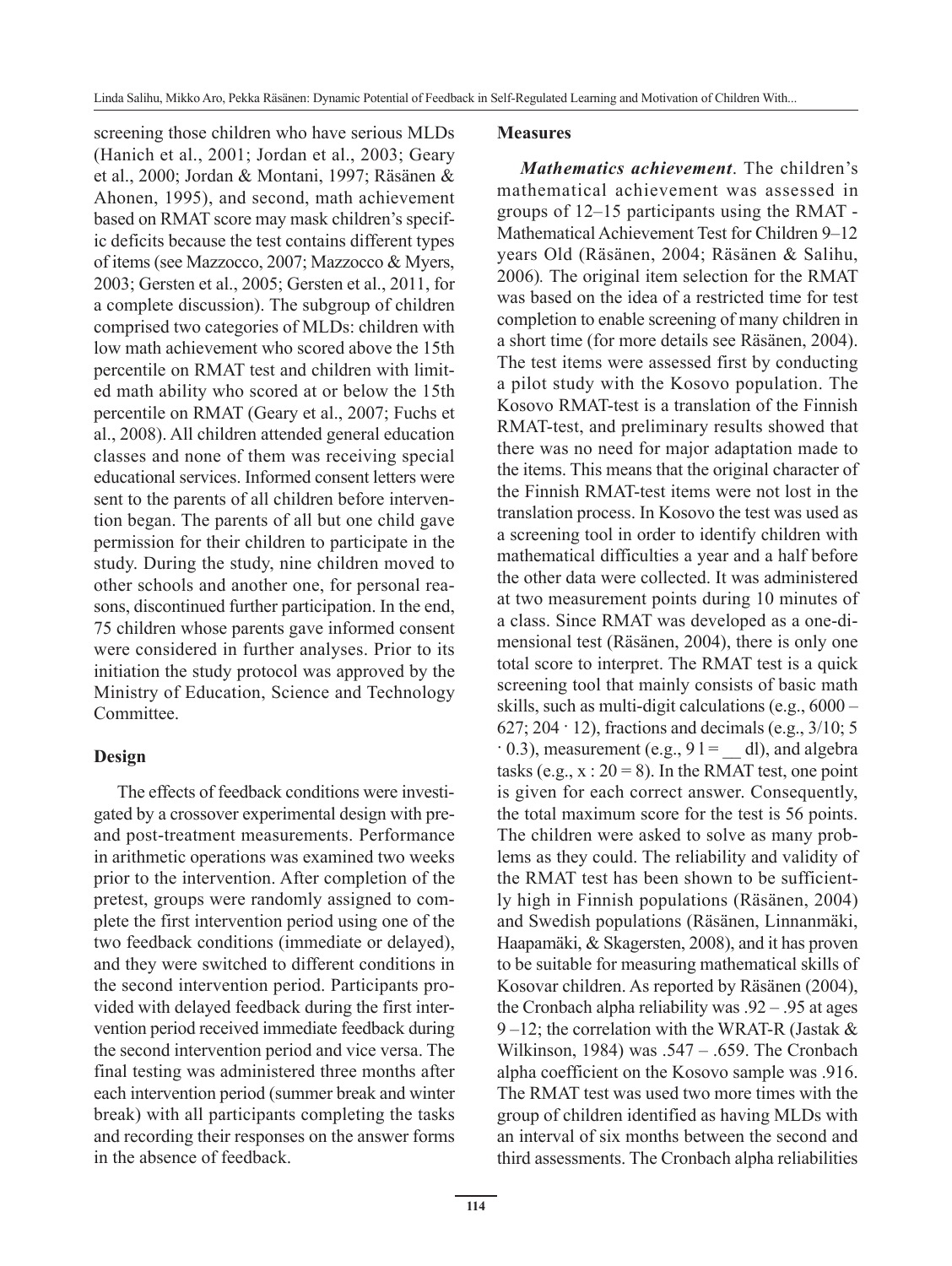screening those children who have serious MLDs (Hanich et al., 2001; Jordan et al., 2003; Geary et al., 2000; Jordan & Montani, 1997; Räsänen & Ahonen, 1995), and second, math achievement based on RMAT score may mask children's specific deficits because the test contains different types of items (see Mazzocco, 2007; Mazzocco & Myers, 2003; Gersten et al., 2005; Gersten et al., 2011, for a complete discussion). The subgroup of children comprised two categories of MLDs: children with low math achievement who scored above the 15th percentile on RMAT test and children with limited math ability who scored at or below the 15th percentile on RMAT (Geary et al., 2007; Fuchs et al., 2008). All children attended general education classes and none of them was receiving special educational services. Informed consent letters were sent to the parents of all children before intervention began. The parents of all but one child gave permission for their children to participate in the study. During the study, nine children moved to other schools and another one, for personal reasons, discontinued further participation. In the end, 75 children whose parents gave informed consent were considered in further analyses. Prior to its initiation the study protocol was approved by the Ministry of Education, Science and Technology Committee.

## Design

The effects of feedback conditions were investigated by a crossover experimental design with pre- and post-treatment measurements. Performance in arithmetic operations was examined two weeks prior to the intervention. After completion of the pretest, groups were randomly assigned to complete the first intervention period using one of the two feedback conditions (immediate or delayed), and they were switched to different conditions in the second intervention period. Participants provided with delayed feedback during the first intervention period received immediate feedback during the second intervention period and vice versa. The final testing was administered three months after each intervention period (summer break and winter break) with all participants completing the tasks and recording their responses on the answer forms in the absence of feedback.

## Measures

***Mathematics achievement***. The children's mathematical achievement was assessed in groups of 12–15 participants using the RMAT - Mathematical Achievement Test for Children 9–12 years Old (Räsänen, 2004; Räsänen & Salihu, 2006). The original item selection for the RMAT was based on the idea of a restricted time for test completion to enable screening of many children in a short time (for more details see Räsänen, 2004). The test items were assessed first by conducting a pilot study with the Kosovo population. The Kosovo RMAT-test is a translation of the Finnish RMAT-test, and preliminary results showed that there was no need for major adaptation made to the items. This means that the original character of the Finnish RMAT-test items were not lost in the translation process. In Kosovo the test was used as a screening tool in order to identify children with mathematical difficulties a year and a half before the other data were collected. It was administered at two measurement points during 10 minutes of a class. Since RMAT was developed as a one-dimensional test (Räsänen, 2004), there is only one total score to interpret. The RMAT test is a quick screening tool that mainly consists of basic math skills, such as multi-digit calculations (e.g., 6000 – 627; 204 · 12), fractions and decimals (e.g., 3/10; 5 · 0.3), measurement (e.g., 9 l = __ dl), and algebra tasks (e.g., x : 20 = 8). In the RMAT test, one point is given for each correct answer. Consequently, the total maximum score for the test is 56 points. The children were asked to solve as many problems as they could. The reliability and validity of the RMAT test has been shown to be sufficiently high in Finnish populations (Räsänen, 2004) and Swedish populations (Räsänen, Linnanmäki, Haapamäki, & Skagersten, 2008), and it has proven to be suitable for measuring mathematical skills of Kosovar children. As reported by Räsänen (2004), the Cronbach alpha reliability was .92 – .95 at ages 9 –12; the correlation with the WRAT-R (Jastak & Wilkinson, 1984) was .547 – .659. The Cronbach alpha coefficient on the Kosovo sample was .916. The RMAT test was used two more times with the group of children identified as having MLDs with an interval of six months between the second and third assessments. The Cronbach alpha reliabilities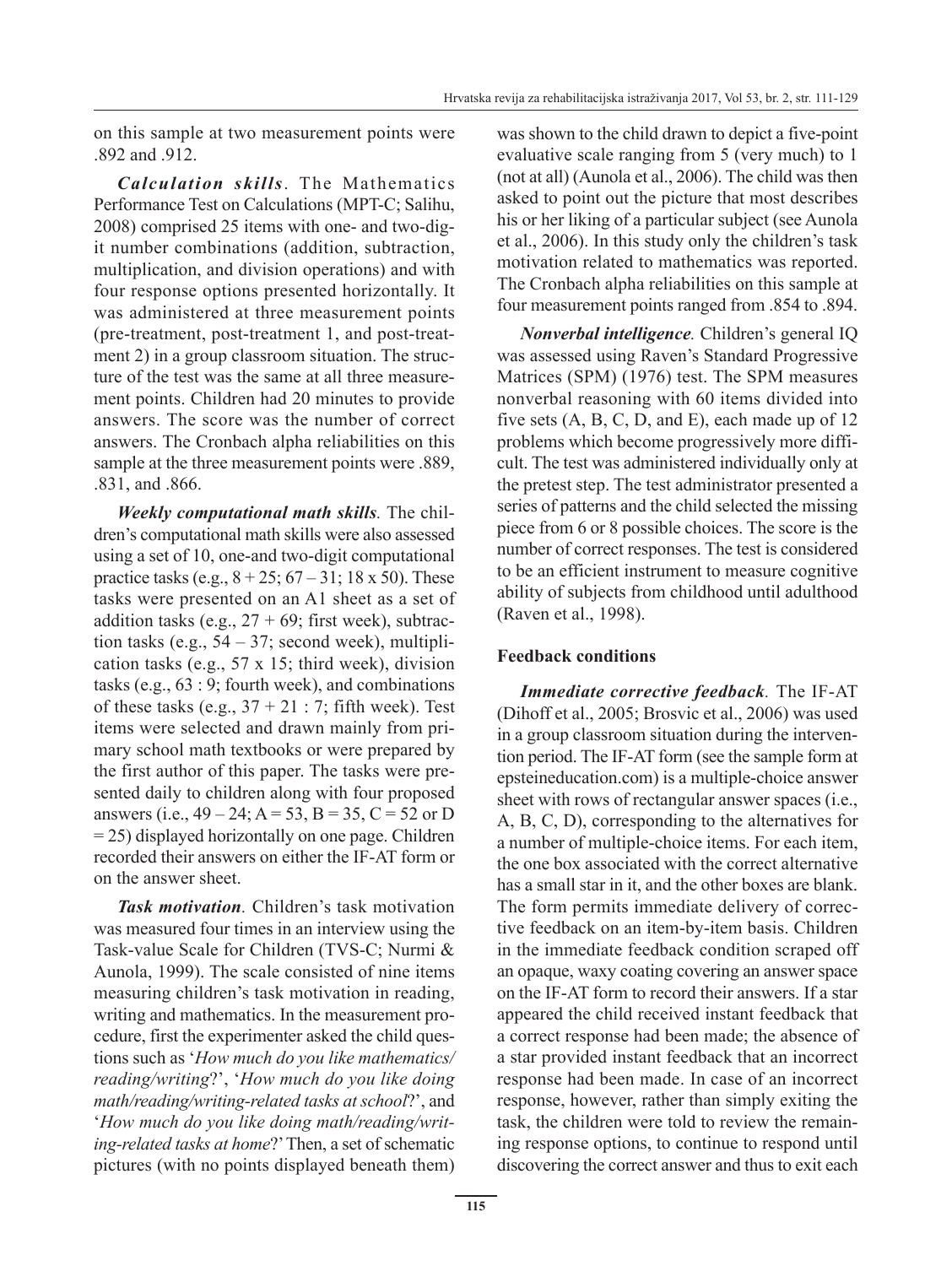on this sample at two measurement points were .892 and .912.

***Calculation skills***. The Mathematics Performance Test on Calculations (MPT-C; Salihu, 2008) comprised 25 items with one- and two-digit number combinations (addition, subtraction, multiplication, and division operations) and with four response options presented horizontally. It was administered at three measurement points (pre-treatment, post-treatment 1, and post-treatment 2) in a group classroom situation. The structure of the test was the same at all three measurement points. Children had 20 minutes to provide answers. The score was the number of correct answers. The Cronbach alpha reliabilities on this sample at the three measurement points were .889, .831, and .866.

***Weekly computational math skills****.* The children's computational math skills were also assessed using a set of 10, one-and two-digit computational practice tasks (e.g., 8 + 25; 67 – 31; 18 x 50). These tasks were presented on an A1 sheet as a set of addition tasks (e.g., 27 + 69; first week), subtraction tasks (e.g., 54 – 37; second week), multiplication tasks (e.g., 57 x 15; third week), division tasks (e.g., 63 : 9; fourth week), and combinations of these tasks (e.g., 37 + 21 : 7; fifth week). Test items were selected and drawn mainly from primary school math textbooks or were prepared by the first author of this paper. The tasks were presented daily to children along with four proposed answers (i.e., 49 – 24; A = 53, B = 35, C = 52 or D = 25) displayed horizontally on one page. Children recorded their answers on either the IF-AT form or on the answer sheet.

***Task motivation***. Children's task motivation was measured four times in an interview using the Task-value Scale for Children (TVS-C; Nurmi & Aunola, 1999). The scale consisted of nine items measuring children's task motivation in reading, writing and mathematics. In the measurement procedure, first the experimenter asked the child questions such as '*How much do you like mathematics/reading/writing*?', '*How much do you like doing math/reading/writing-related tasks at school*?', and '*How much do you like doing math/reading/writing-related tasks at home*?' Then, a set of schematic pictures (with no points displayed beneath them) was shown to the child drawn to depict a five-point evaluative scale ranging from 5 (very much) to 1 (not at all) (Aunola et al., 2006). The child was then asked to point out the picture that most describes his or her liking of a particular subject (see Aunola et al., 2006). In this study only the children's task motivation related to mathematics was reported. The Cronbach alpha reliabilities on this sample at four measurement points ranged from .854 to .894.

***Nonverbal intelligence****.* Children's general IQ was assessed using Raven's Standard Progressive Matrices (SPM) (1976) test. The SPM measures nonverbal reasoning with 60 items divided into five sets (A, B, C, D, and E), each made up of 12 problems which become progressively more difficult. The test was administered individually only at the pretest step. The test administrator presented a series of patterns and the child selected the missing piece from 6 or 8 possible choices. The score is the number of correct responses. The test is considered to be an efficient instrument to measure cognitive ability of subjects from childhood until adulthood (Raven et al., 1998).

**Feedback conditions**

***Immediate corrective feedback***. The IF-AT (Dihoff et al., 2005; Brosvic et al., 2006) was used in a group classroom situation during the intervention period. The IF-AT form (see the sample form at epsteineducation.com) is a multiple-choice answer sheet with rows of rectangular answer spaces (i.e., A, B, C, D), corresponding to the alternatives for a number of multiple-choice items. For each item, the one box associated with the correct alternative has a small star in it, and the other boxes are blank. The form permits immediate delivery of corrective feedback on an item-by-item basis. Children in the immediate feedback condition scraped off an opaque, waxy coating covering an answer space on the IF-AT form to record their answers. If a star appeared the child received instant feedback that a correct response had been made; the absence of a star provided instant feedback that an incorrect response had been made. In case of an incorrect response, however, rather than simply exiting the task, the children were told to review the remaining response options, to continue to respond until discovering the correct answer and thus to exit each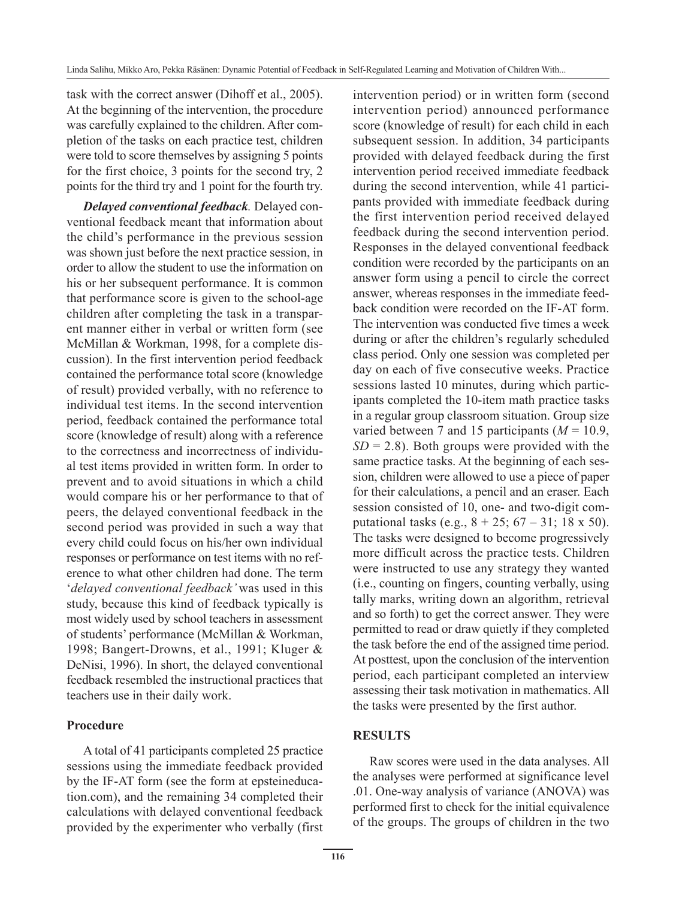task with the correct answer (Dihoff et al., 2005). At the beginning of the intervention, the procedure was carefully explained to the children. After completion of the tasks on each practice test, children were told to score themselves by assigning 5 points for the first choice, 3 points for the second try, 2 points for the third try and 1 point for the fourth try.

***Delayed conventional feedback.*** Delayed conventional feedback meant that information about the child's performance in the previous session was shown just before the next practice session, in order to allow the student to use the information on his or her subsequent performance. It is common that performance score is given to the school-age children after completing the task in a transparent manner either in verbal or written form (see McMillan & Workman, 1998, for a complete discussion). In the first intervention period feedback contained the performance total score (knowledge of result) provided verbally, with no reference to individual test items. In the second intervention period, feedback contained the performance total score (knowledge of result) along with a reference to the correctness and incorrectness of individual test items provided in written form. In order to prevent and to avoid situations in which a child would compare his or her performance to that of peers, the delayed conventional feedback in the second period was provided in such a way that every child could focus on his/her own individual responses or performance on test items with no reference to what other children had done. The term '*delayed conventional feedback'* was used in this study, because this kind of feedback typically is most widely used by school teachers in assessment of students' performance (McMillan & Workman, 1998; Bangert-Drowns, et al., 1991; Kluger & DeNisi, 1996). In short, the delayed conventional feedback resembled the instructional practices that teachers use in their daily work.

### Procedure

A total of 41 participants completed 25 practice sessions using the immediate feedback provided by the IF-AT form (see the form at epsteineducation.com), and the remaining 34 completed their calculations with delayed conventional feedback provided by the experimenter who verbally (first intervention period) or in written form (second intervention period) announced performance score (knowledge of result) for each child in each subsequent session. In addition, 34 participants provided with delayed feedback during the first intervention period received immediate feedback during the second intervention, while 41 participants provided with immediate feedback during the first intervention period received delayed feedback during the second intervention period. Responses in the delayed conventional feedback condition were recorded by the participants on an answer form using a pencil to circle the correct answer, whereas responses in the immediate feedback condition were recorded on the IF-AT form. The intervention was conducted five times a week during or after the children's regularly scheduled class period. Only one session was completed per day on each of five consecutive weeks. Practice sessions lasted 10 minutes, during which participants completed the 10-item math practice tasks in a regular group classroom situation. Group size varied between 7 and 15 participants ($M = 10.9$, $SD = 2.8$). Both groups were provided with the same practice tasks. At the beginning of each session, children were allowed to use a piece of paper for their calculations, a pencil and an eraser. Each session consisted of 10, one- and two-digit computational tasks (e.g., $8 + 25$; $67 – 31$; $18 \times 50$). The tasks were designed to become progressively more difficult across the practice tests. Children were instructed to use any strategy they wanted (i.e., counting on fingers, counting verbally, using tally marks, writing down an algorithm, retrieval and so forth) to get the correct answer. They were permitted to read or draw quietly if they completed the task before the end of the assigned time period. At posttest, upon the conclusion of the intervention period, each participant completed an interview assessing their task motivation in mathematics. All the tasks were presented by the first author.

## RESULTS

Raw scores were used in the data analyses. All the analyses were performed at significance level .01. One-way analysis of variance (ANOVA) was performed first to check for the initial equivalence of the groups. The groups of children in the two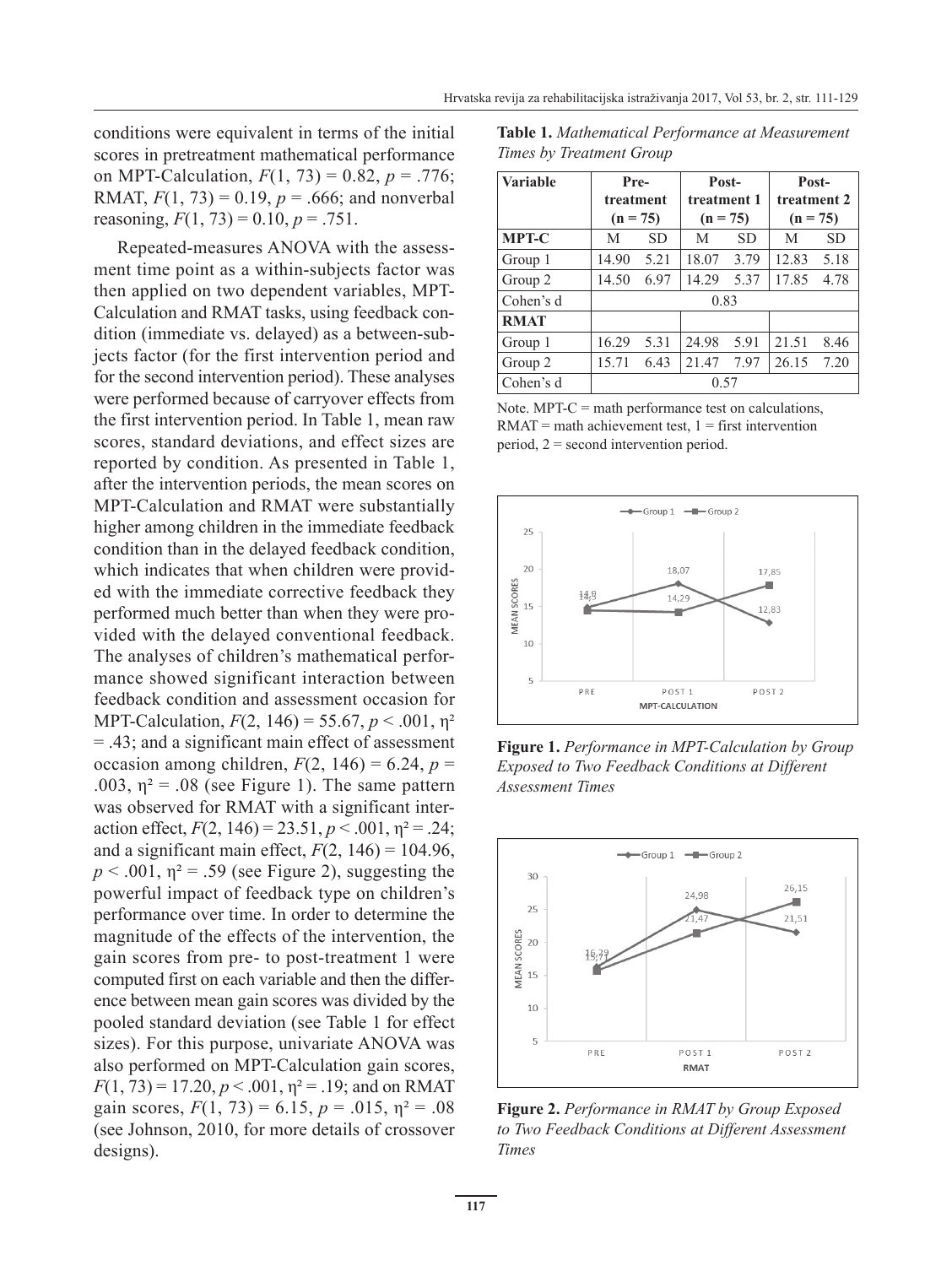conditions were equivalent in terms of the initial scores in pretreatment mathematical performance on MPT-Calculation, $F(1, 73) = 0.82$, $p = .776$; RMAT, $F(1, 73) = 0.19$, $p = .666$; and nonverbal reasoning, $F(1, 73) = 0.10$, $p = .751$.

Repeated-measures ANOVA with the assessment time point as a within-subjects factor was then applied on two dependent variables, MPT-Calculation and RMAT tasks, using feedback condition (immediate vs. delayed) as a between-subjects factor (for the first intervention period and for the second intervention period). These analyses were performed because of carryover effects from the first intervention period. In Table 1, mean raw scores, standard deviations, and effect sizes are reported by condition. As presented in Table 1, after the intervention periods, the mean scores on MPT-Calculation and RMAT were substantially higher among children in the immediate feedback condition than in the delayed feedback condition, which indicates that when children were provided with the immediate corrective feedback they performed much better than when they were provided with the delayed conventional feedback. The analyses of children's mathematical performance showed significant interaction between feedback condition and assessment occasion for MPT-Calculation, $F(2, 146) = 55.67$, $p < .001$, $\eta^2 = .43$; and a significant main effect of assessment occasion among children, $F(2, 146) = 6.24$, $p = .003$, $\eta^2 = .08$ (see Figure 1). The same pattern was observed for RMAT with a significant interaction effect, $F(2, 146) = 23.51$, $p < .001$, $\eta^2 = .24$; and a significant main effect, $F(2, 146) = 104.96$, $p < .001$, $\eta^2 = .59$ (see Figure 2), suggesting the powerful impact of feedback type on children's performance over time. In order to determine the magnitude of the effects of the intervention, the gain scores from pre- to post-treatment 1 were computed first on each variable and then the difference between mean gain scores was divided by the pooled standard deviation (see Table 1 for effect sizes). For this purpose, univariate ANOVA was also performed on MPT-Calculation gain scores, $F(1, 73) = 17.20$, $p < .001$, $\eta^2 = .19$; and on RMAT gain scores, $F(1, 73) = 6.15$, $p = .015$, $\eta^2 = .08$ (see Johnson, 2010, for more details of crossover designs).

**Table 1.** *Mathematical Performance at Measurement Times by Treatment Group*

| Variable | Pre-treatment (n = 75) | | Post-treatment 1 (n = 75) | | Post-treatment 2 (n = 75) | |
|---|---|---|---|---|---|---|
| **MPT-C** | M | SD | M | SD | M | SD |
| Group 1 | 14.90 | 5.21 | 18.07 | 3.79 | 12.83 | 5.18 |
| Group 2 | 14.50 | 6.97 | 14.29 | 5.37 | 17.85 | 4.78 |
| Cohen's d | | | 0.83 | | | |
| **RMAT** | | | | | | |
| Group 1 | 16.29 | 5.31 | 24.98 | 5.91 | 21.51 | 8.46 |
| Group 2 | 15.71 | 6.43 | 21.47 | 7.97 | 26.15 | 7.20 |
| Cohen's d | | | 0.57 | | | |

Note. MPT-C = math performance test on calculations, RMAT = math achievement test, 1 = first intervention period, 2 = second intervention period.

**Figure 1.** *Performance in MPT-Calculation by Group Exposed to Two Feedback Conditions at Different Assessment Times*

**Figure 2.** *Performance in RMAT by Group Exposed to Two Feedback Conditions at Different Assessment Times*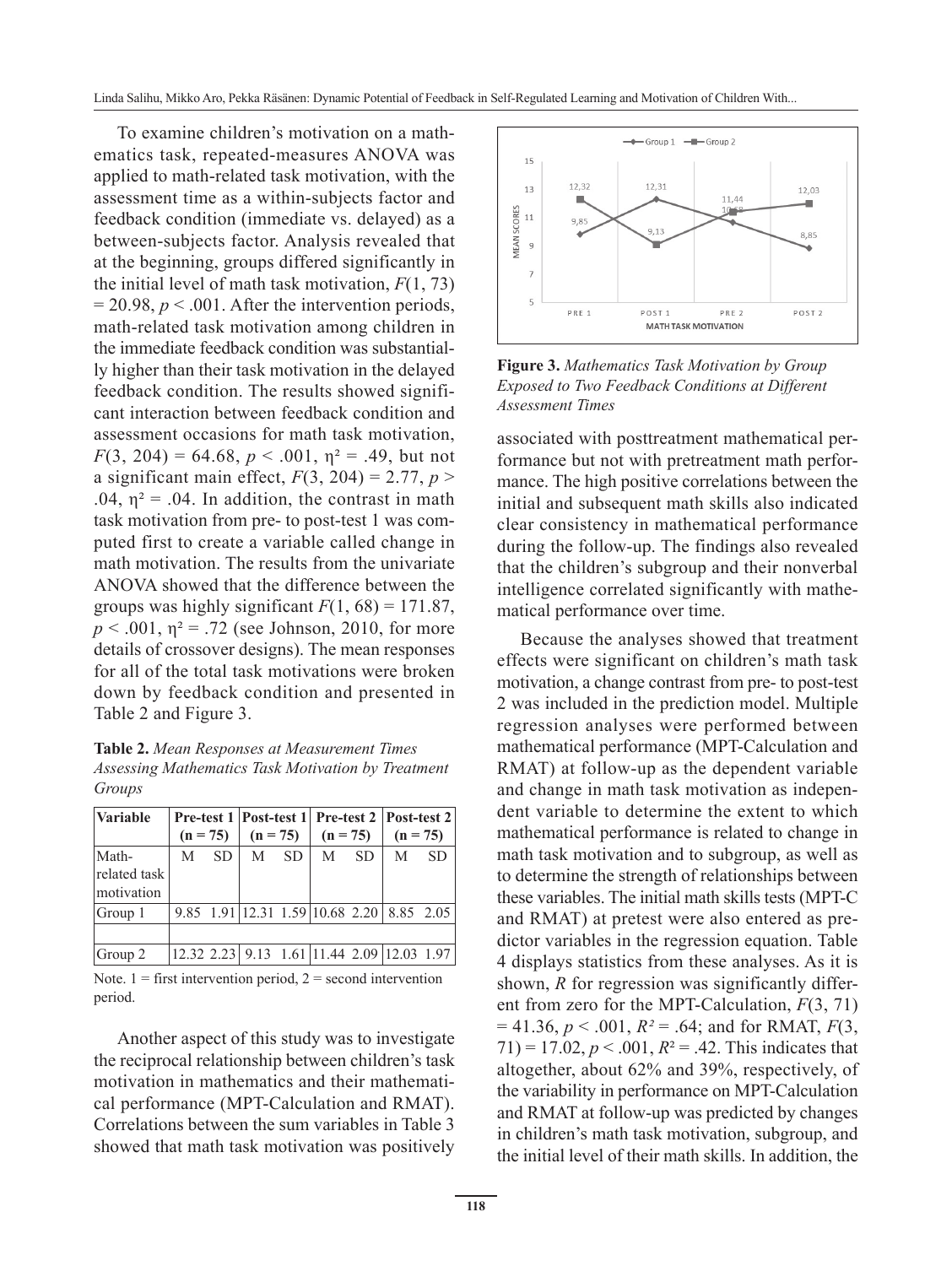To examine children's motivation on a mathematics task, repeated-measures ANOVA was applied to math-related task motivation, with the assessment time as a within-subjects factor and feedback condition (immediate vs. delayed) as a between-subjects factor. Analysis revealed that at the beginning, groups differed significantly in the initial level of math task motivation, $F(1, 73) = 20.98$, $p < .001$. After the intervention periods, math-related task motivation among children in the immediate feedback condition was substantially higher than their task motivation in the delayed feedback condition. The results showed significant interaction between feedback condition and assessment occasions for math task motivation, $F(3, 204) = 64.68$, $p < .001$, $\eta^2 = .49$, but not a significant main effect, $F(3, 204) = 2.77$, $p > .04$, $\eta^2 = .04$. In addition, the contrast in math task motivation from pre- to post-test 1 was computed first to create a variable called change in math motivation. The results from the univariate ANOVA showed that the difference between the groups was highly significant $F(1, 68) = 171.87$, $p < .001$, $\eta^2 = .72$ (see Johnson, 2010, for more details of crossover designs). The mean responses for all of the total task motivations were broken down by feedback condition and presented in Table 2 and Figure 3.

**Table 2.** *Mean Responses at Measurement Times Assessing Mathematics Task Motivation by Treatment Groups*

| Variable | Pre-test 1 (n = 75) | | Post-test 1 (n = 75) | | Pre-test 2 (n = 75) | | Post-test 2 (n = 75) | |
|---|---|---|---|---|---|---|---|---|
| Math-related task motivation | M | SD | M | SD | M | SD | M | SD |
| Group 1 | 9.85 | 1.91 | 12.31 | 1.59 | 10.68 | 2.20 | 8.85 | 2.05 |
| | | | | | | | | |
| Group 2 | 12.32 | 2.23 | 9.13 | 1.61 | 11.44 | 2.09 | 12.03 | 1.97 |

Note. 1 = first intervention period, 2 = second intervention period.

Another aspect of this study was to investigate the reciprocal relationship between children's task motivation in mathematics and their mathematical performance (MPT-Calculation and RMAT). Correlations between the sum variables in Table 3 showed that math task motivation was positively associated with posttreatment mathematical performance but not with pretreatment math performance. The high positive correlations between the initial and subsequent math skills also indicated clear consistency in mathematical performance during the follow-up. The findings also revealed that the children's subgroup and their nonverbal intelligence correlated significantly with mathematical performance over time.

**Figure 3.** *Mathematics Task Motivation by Group Exposed to Two Feedback Conditions at Different Assessment Times*

Because the analyses showed that treatment effects were significant on children's math task motivation, a change contrast from pre- to post-test 2 was included in the prediction model. Multiple regression analyses were performed between mathematical performance (MPT-Calculation and RMAT) at follow-up as the dependent variable and change in math task motivation as independent variable to determine the extent to which mathematical performance is related to change in math task motivation and to subgroup, as well as to determine the strength of relationships between these variables. The initial math skills tests (MPT-C and RMAT) at pretest were also entered as predictor variables in the regression equation. Table 4 displays statistics from these analyses. As it is shown, $R$ for regression was significantly different from zero for the MPT-Calculation, $F(3, 71) = 41.36$, $p < .001$, $R^2 = .64$; and for RMAT, $F(3, 71) = 17.02$, $p < .001$, $R^2 = .42$. This indicates that altogether, about 62% and 39%, respectively, of the variability in performance on MPT-Calculation and RMAT at follow-up was predicted by changes in children's math task motivation, subgroup, and the initial level of their math skills. In addition, the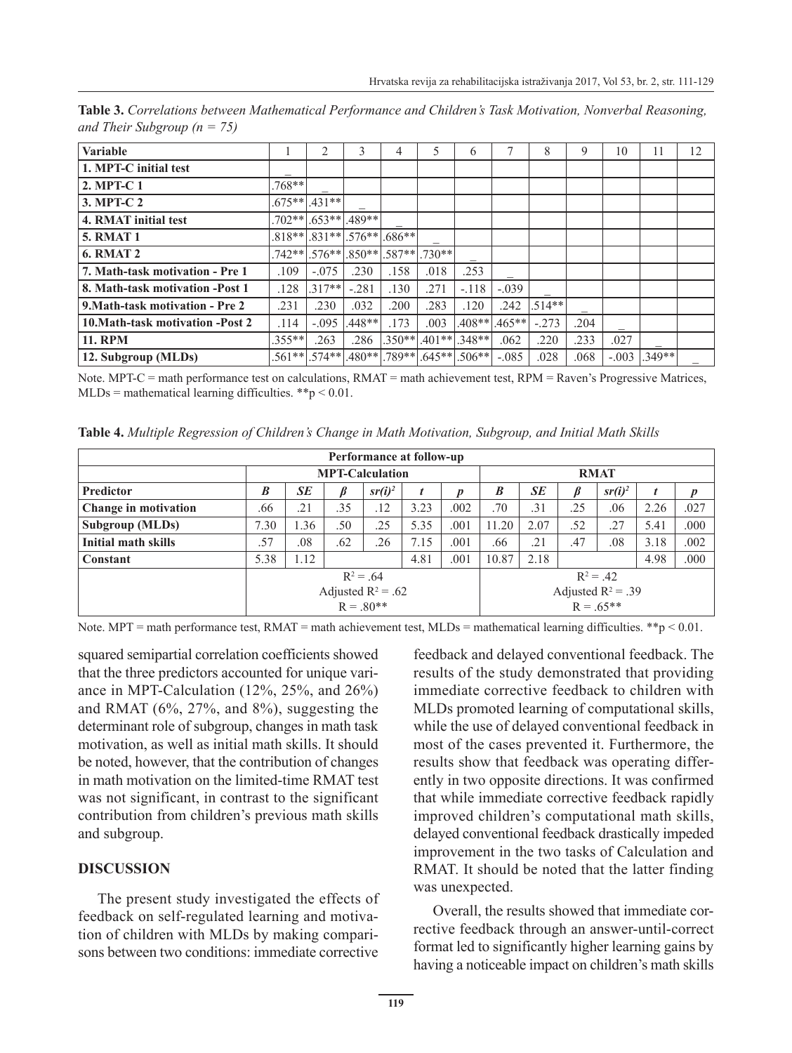**Table 3.** *Correlations between Mathematical Performance and Children's Task Motivation, Nonverbal Reasoning, and Their Subgroup (n = 75)*

| Variable | 1 | 2 | 3 | 4 | 5 | 6 | 7 | 8 | 9 | 10 | 11 | 12 |
|---|---|---|---|---|---|---|---|---|---|---|---|---|
| **1. MPT-C initial test** | _ | | | | | | | | | | | |
| **2. MPT-C 1** | .768** | _ | | | | | | | | | | |
| **3. MPT-C 2** | .675** | .431** | _ | | | | | | | | | |
| **4. RMAT initial test** | .702** | .653** | .489** | _ | | | | | | | | |
| **5. RMAT 1** | .818** | .831** | .576** | .686** | _ | | | | | | | |
| **6. RMAT 2** | .742** | .576** | .850** | .587** | .730** | _ | | | | | | |
| **7. Math-task motivation - Pre 1** | .109 | -.075 | .230 | .158 | .018 | .253 | _ | | | | | |
| **8. Math-task motivation -Post 1** | .128 | .317** | -.281 | .130 | .271 | -.118 | -.039 | _ | | | | |
| **9.Math-task motivation - Pre 2** | .231 | .230 | .032 | .200 | .283 | .120 | .242 | .514** | _ | | | |
| **10.Math-task motivation -Post 2** | .114 | -.095 | .448** | .173 | .003 | .408** | .465** | -.273 | .204 | _ | | |
| **11. RPM** | .355** | .263 | .286 | .350** | .401** | .348** | .062 | .220 | .233 | .027 | _ | |
| **12. Subgroup (MLDs)** | .561** | .574** | .480** | .789** | .645** | .506** | -.085 | .028 | .068 | -.003 | .349** | _ |

Note. MPT-C = math performance test on calculations, RMAT = math achievement test, RPM = Raven's Progressive Matrices, MLDs = mathematical learning difficulties. **p < 0.01.

**Table 4.** *Multiple Regression of Children's Change in Math Motivation, Subgroup, and Initial Math Skills*

| | Performance at follow-up | | | | | | | | | | | |
|---|---|---|---|---|---|---|---|---|---|---|---|---|
| | MPT-Calculation | | | | | | RMAT | | | | | |
| **Predictor** | ***B*** | ***SE*** | ***β*** | ***sr(i)²*** | ***t*** | ***p*** | ***B*** | ***SE*** | ***β*** | ***sr(i)²*** | ***t*** | ***p*** |
| **Change in motivation** | .66 | .21 | .35 | .12 | 3.23 | .002 | .70 | .31 | .25 | .06 | 2.26 | .027 |
| **Subgroup (MLDs)** | 7.30 | 1.36 | .50 | .25 | 5.35 | .001 | 11.20 | 2.07 | .52 | .27 | 5.41 | .000 |
| **Initial math skills** | .57 | .08 | .62 | .26 | 7.15 | .001 | .66 | .21 | .47 | .08 | 3.18 | .002 |
| **Constant** | 5.38 | 1.12 | | | 4.81 | .001 | 10.87 | 2.18 | | | 4.98 | .000 |
| | $R^2 = .64$ Adjusted $R^2 = .62$ $R = .80$** | | | | | | $R^2 = .42$ Adjusted $R^2 = .39$ $R = .65$** | | | | | |

Note. MPT = math performance test, RMAT = math achievement test, MLDs = mathematical learning difficulties. **p < 0.01.

squared semipartial correlation coefficients showed that the three predictors accounted for unique variance in MPT-Calculation (12%, 25%, and 26%) and RMAT (6%, 27%, and 8%), suggesting the determinant role of subgroup, changes in math task motivation, as well as initial math skills. It should be noted, however, that the contribution of changes in math motivation on the limited-time RMAT test was not significant, in contrast to the significant contribution from children's previous math skills and subgroup.

## DISCUSSION

The present study investigated the effects of feedback on self-regulated learning and motivation of children with MLDs by making comparisons between two conditions: immediate corrective feedback and delayed conventional feedback. The results of the study demonstrated that providing immediate corrective feedback to children with MLDs promoted learning of computational skills, while the use of delayed conventional feedback in most of the cases prevented it. Furthermore, the results show that feedback was operating differently in two opposite directions. It was confirmed that while immediate corrective feedback rapidly improved children's computational math skills, delayed conventional feedback drastically impeded improvement in the two tasks of Calculation and RMAT. It should be noted that the latter finding was unexpected.

Overall, the results showed that immediate corrective feedback through an answer-until-correct format led to significantly higher learning gains by having a noticeable impact on children's math skills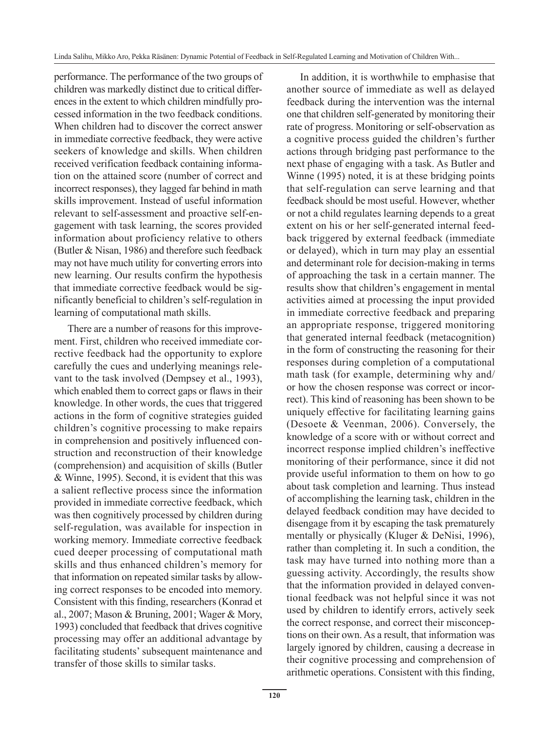performance. The performance of the two groups of children was markedly distinct due to critical differences in the extent to which children mindfully processed information in the two feedback conditions. When children had to discover the correct answer in immediate corrective feedback, they were active seekers of knowledge and skills. When children received verification feedback containing information on the attained score (number of correct and incorrect responses), they lagged far behind in math skills improvement. Instead of useful information relevant to self-assessment and proactive self-engagement with task learning, the scores provided information about proficiency relative to others (Butler & Nisan, 1986) and therefore such feedback may not have much utility for converting errors into new learning. Our results confirm the hypothesis that immediate corrective feedback would be significantly beneficial to children's self-regulation in learning of computational math skills.

There are a number of reasons for this improvement. First, children who received immediate corrective feedback had the opportunity to explore carefully the cues and underlying meanings relevant to the task involved (Dempsey et al., 1993), which enabled them to correct gaps or flaws in their knowledge. In other words, the cues that triggered actions in the form of cognitive strategies guided children's cognitive processing to make repairs in comprehension and positively influenced construction and reconstruction of their knowledge (comprehension) and acquisition of skills (Butler & Winne, 1995). Second, it is evident that this was a salient reflective process since the information provided in immediate corrective feedback, which was then cognitively processed by children during self-regulation, was available for inspection in working memory. Immediate corrective feedback cued deeper processing of computational math skills and thus enhanced children's memory for that information on repeated similar tasks by allowing correct responses to be encoded into memory. Consistent with this finding, researchers (Konrad et al., 2007; Mason & Bruning, 2001; Wager & Mory, 1993) concluded that feedback that drives cognitive processing may offer an additional advantage by facilitating students' subsequent maintenance and transfer of those skills to similar tasks.

In addition, it is worthwhile to emphasise that another source of immediate as well as delayed feedback during the intervention was the internal one that children self-generated by monitoring their rate of progress. Monitoring or self-observation as a cognitive process guided the children's further actions through bridging past performance to the next phase of engaging with a task. As Butler and Winne (1995) noted, it is at these bridging points that self-regulation can serve learning and that feedback should be most useful. However, whether or not a child regulates learning depends to a great extent on his or her self-generated internal feedback triggered by external feedback (immediate or delayed), which in turn may play an essential and determinant role for decision-making in terms of approaching the task in a certain manner. The results show that children's engagement in mental activities aimed at processing the input provided in immediate corrective feedback and preparing an appropriate response, triggered monitoring that generated internal feedback (metacognition) in the form of constructing the reasoning for their responses during completion of a computational math task (for example, determining why and/or how the chosen response was correct or incorrect). This kind of reasoning has been shown to be uniquely effective for facilitating learning gains (Desoete & Veenman, 2006). Conversely, the knowledge of a score with or without correct and incorrect response implied children's ineffective monitoring of their performance, since it did not provide useful information to them on how to go about task completion and learning. Thus instead of accomplishing the learning task, children in the delayed feedback condition may have decided to disengage from it by escaping the task prematurely mentally or physically (Kluger & DeNisi, 1996), rather than completing it. In such a condition, the task may have turned into nothing more than a guessing activity. Accordingly, the results show that the information provided in delayed conventional feedback was not helpful since it was not used by children to identify errors, actively seek the correct response, and correct their misconceptions on their own. As a result, that information was largely ignored by children, causing a decrease in their cognitive processing and comprehension of arithmetic operations. Consistent with this finding,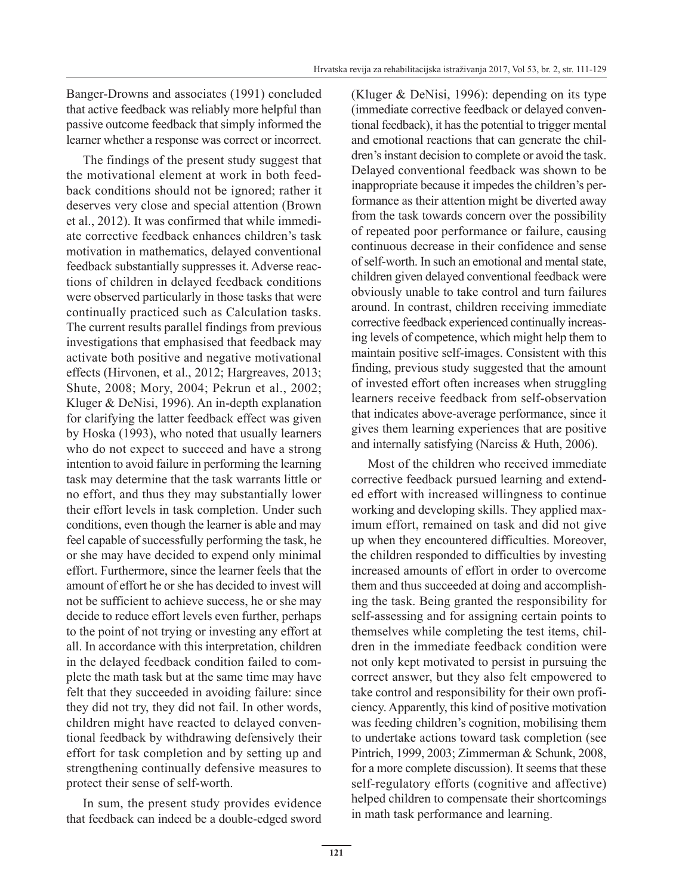Banger-Drowns and associates (1991) concluded that active feedback was reliably more helpful than passive outcome feedback that simply informed the learner whether a response was correct or incorrect.

The findings of the present study suggest that the motivational element at work in both feedback conditions should not be ignored; rather it deserves very close and special attention (Brown et al., 2012). It was confirmed that while immediate corrective feedback enhances children's task motivation in mathematics, delayed conventional feedback substantially suppresses it. Adverse reactions of children in delayed feedback conditions were observed particularly in those tasks that were continually practiced such as Calculation tasks. The current results parallel findings from previous investigations that emphasised that feedback may activate both positive and negative motivational effects (Hirvonen, et al., 2012; Hargreaves, 2013; Shute, 2008; Mory, 2004; Pekrun et al., 2002; Kluger & DeNisi, 1996). An in-depth explanation for clarifying the latter feedback effect was given by Hoska (1993), who noted that usually learners who do not expect to succeed and have a strong intention to avoid failure in performing the learning task may determine that the task warrants little or no effort, and thus they may substantially lower their effort levels in task completion. Under such conditions, even though the learner is able and may feel capable of successfully performing the task, he or she may have decided to expend only minimal effort. Furthermore, since the learner feels that the amount of effort he or she has decided to invest will not be sufficient to achieve success, he or she may decide to reduce effort levels even further, perhaps to the point of not trying or investing any effort at all. In accordance with this interpretation, children in the delayed feedback condition failed to complete the math task but at the same time may have felt that they succeeded in avoiding failure: since they did not try, they did not fail. In other words, children might have reacted to delayed conventional feedback by withdrawing defensively their effort for task completion and by setting up and strengthening continually defensive measures to protect their sense of self-worth.

In sum, the present study provides evidence that feedback can indeed be a double-edged sword (Kluger & DeNisi, 1996): depending on its type (immediate corrective feedback or delayed conventional feedback), it has the potential to trigger mental and emotional reactions that can generate the children's instant decision to complete or avoid the task. Delayed conventional feedback was shown to be inappropriate because it impedes the children's performance as their attention might be diverted away from the task towards concern over the possibility of repeated poor performance or failure, causing continuous decrease in their confidence and sense of self-worth. In such an emotional and mental state, children given delayed conventional feedback were obviously unable to take control and turn failures around. In contrast, children receiving immediate corrective feedback experienced continually increasing levels of competence, which might help them to maintain positive self-images. Consistent with this finding, previous study suggested that the amount of invested effort often increases when struggling learners receive feedback from self-observation that indicates above-average performance, since it gives them learning experiences that are positive and internally satisfying (Narciss & Huth, 2006).

Most of the children who received immediate corrective feedback pursued learning and extended effort with increased willingness to continue working and developing skills. They applied maximum effort, remained on task and did not give up when they encountered difficulties. Moreover, the children responded to difficulties by investing increased amounts of effort in order to overcome them and thus succeeded at doing and accomplishing the task. Being granted the responsibility for self-assessing and for assigning certain points to themselves while completing the test items, children in the immediate feedback condition were not only kept motivated to persist in pursuing the correct answer, but they also felt empowered to take control and responsibility for their own proficiency. Apparently, this kind of positive motivation was feeding children's cognition, mobilising them to undertake actions toward task completion (see Pintrich, 1999, 2003; Zimmerman & Schunk, 2008, for a more complete discussion). It seems that these self-regulatory efforts (cognitive and affective) helped children to compensate their shortcomings in math task performance and learning.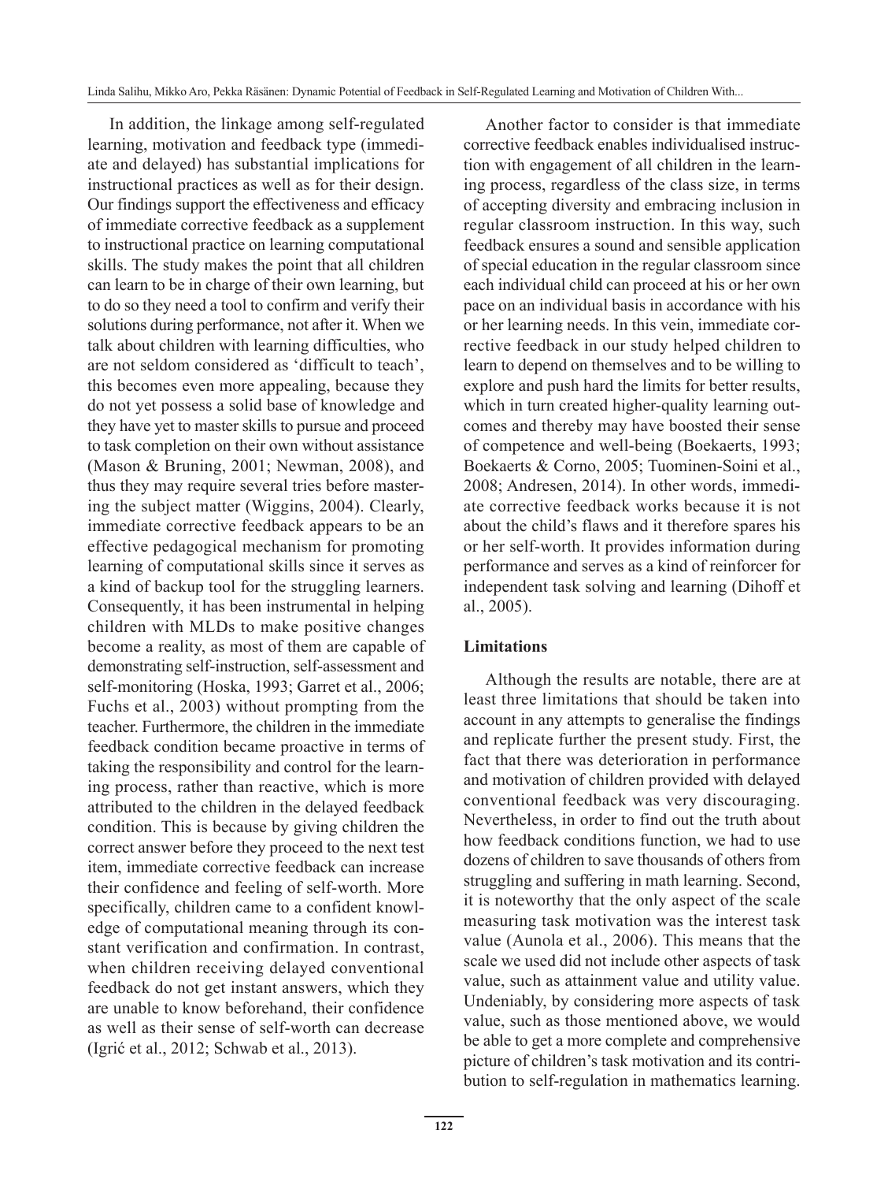In addition, the linkage among self-regulated learning, motivation and feedback type (immediate and delayed) has substantial implications for instructional practices as well as for their design. Our findings support the effectiveness and efficacy of immediate corrective feedback as a supplement to instructional practice on learning computational skills. The study makes the point that all children can learn to be in charge of their own learning, but to do so they need a tool to confirm and verify their solutions during performance, not after it. When we talk about children with learning difficulties, who are not seldom considered as 'difficult to teach', this becomes even more appealing, because they do not yet possess a solid base of knowledge and they have yet to master skills to pursue and proceed to task completion on their own without assistance (Mason & Bruning, 2001; Newman, 2008), and thus they may require several tries before mastering the subject matter (Wiggins, 2004). Clearly, immediate corrective feedback appears to be an effective pedagogical mechanism for promoting learning of computational skills since it serves as a kind of backup tool for the struggling learners. Consequently, it has been instrumental in helping children with MLDs to make positive changes become a reality, as most of them are capable of demonstrating self-instruction, self-assessment and self-monitoring (Hoska, 1993; Garret et al., 2006; Fuchs et al., 2003) without prompting from the teacher. Furthermore, the children in the immediate feedback condition became proactive in terms of taking the responsibility and control for the learning process, rather than reactive, which is more attributed to the children in the delayed feedback condition. This is because by giving children the correct answer before they proceed to the next test item, immediate corrective feedback can increase their confidence and feeling of self-worth. More specifically, children came to a confident knowledge of computational meaning through its constant verification and confirmation. In contrast, when children receiving delayed conventional feedback do not get instant answers, which they are unable to know beforehand, their confidence as well as their sense of self-worth can decrease (Igrić et al., 2012; Schwab et al., 2013).

Another factor to consider is that immediate corrective feedback enables individualised instruction with engagement of all children in the learning process, regardless of the class size, in terms of accepting diversity and embracing inclusion in regular classroom instruction. In this way, such feedback ensures a sound and sensible application of special education in the regular classroom since each individual child can proceed at his or her own pace on an individual basis in accordance with his or her learning needs. In this vein, immediate corrective feedback in our study helped children to learn to depend on themselves and to be willing to explore and push hard the limits for better results, which in turn created higher-quality learning outcomes and thereby may have boosted their sense of competence and well-being (Boekaerts, 1993; Boekaerts & Corno, 2005; Tuominen-Soini et al., 2008; Andresen, 2014). In other words, immediate corrective feedback works because it is not about the child's flaws and it therefore spares his or her self-worth. It provides information during performance and serves as a kind of reinforcer for independent task solving and learning (Dihoff et al., 2005).

### Limitations

Although the results are notable, there are at least three limitations that should be taken into account in any attempts to generalise the findings and replicate further the present study. First, the fact that there was deterioration in performance and motivation of children provided with delayed conventional feedback was very discouraging. Nevertheless, in order to find out the truth about how feedback conditions function, we had to use dozens of children to save thousands of others from struggling and suffering in math learning. Second, it is noteworthy that the only aspect of the scale measuring task motivation was the interest task value (Aunola et al., 2006). This means that the scale we used did not include other aspects of task value, such as attainment value and utility value. Undeniably, by considering more aspects of task value, such as those mentioned above, we would be able to get a more complete and comprehensive picture of children's task motivation and its contribution to self-regulation in mathematics learning.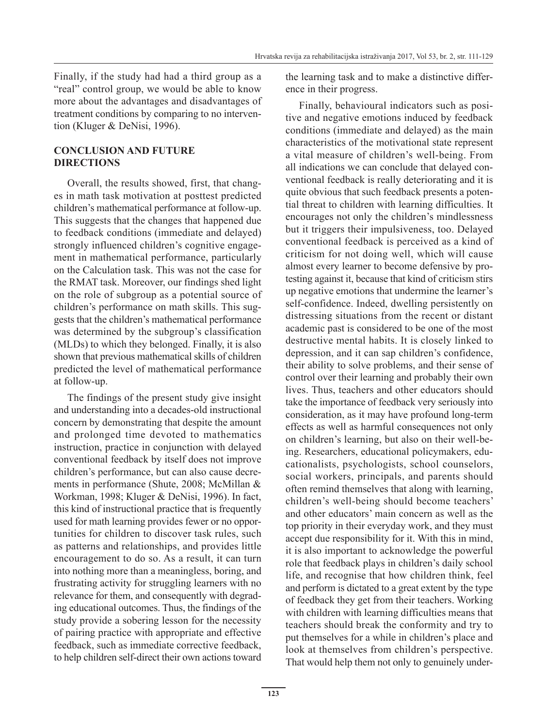Finally, if the study had had a third group as a "real" control group, we would be able to know more about the advantages and disadvantages of treatment conditions by comparing to no intervention (Kluger & DeNisi, 1996).

## CONCLUSION AND FUTURE DIRECTIONS

Overall, the results showed, first, that changes in math task motivation at posttest predicted children's mathematical performance at follow-up. This suggests that the changes that happened due to feedback conditions (immediate and delayed) strongly influenced children's cognitive engagement in mathematical performance, particularly on the Calculation task. This was not the case for the RMAT task. Moreover, our findings shed light on the role of subgroup as a potential source of children's performance on math skills. This suggests that the children's mathematical performance was determined by the subgroup's classification (MLDs) to which they belonged. Finally, it is also shown that previous mathematical skills of children predicted the level of mathematical performance at follow-up.

The findings of the present study give insight and understanding into a decades-old instructional concern by demonstrating that despite the amount and prolonged time devoted to mathematics instruction, practice in conjunction with delayed conventional feedback by itself does not improve children's performance, but can also cause decrements in performance (Shute, 2008; McMillan & Workman, 1998; Kluger & DeNisi, 1996). In fact, this kind of instructional practice that is frequently used for math learning provides fewer or no opportunities for children to discover task rules, such as patterns and relationships, and provides little encouragement to do so. As a result, it can turn into nothing more than a meaningless, boring, and frustrating activity for struggling learners with no relevance for them, and consequently with degrading educational outcomes. Thus, the findings of the study provide a sobering lesson for the necessity of pairing practice with appropriate and effective feedback, such as immediate corrective feedback, to help children self-direct their own actions toward the learning task and to make a distinctive difference in their progress.

Finally, behavioural indicators such as positive and negative emotions induced by feedback conditions (immediate and delayed) as the main characteristics of the motivational state represent a vital measure of children's well-being. From all indications we can conclude that delayed conventional feedback is really deteriorating and it is quite obvious that such feedback presents a potential threat to children with learning difficulties. It encourages not only the children's mindlessness but it triggers their impulsiveness, too. Delayed conventional feedback is perceived as a kind of criticism for not doing well, which will cause almost every learner to become defensive by protesting against it, because that kind of criticism stirs up negative emotions that undermine the learner's self-confidence. Indeed, dwelling persistently on distressing situations from the recent or distant academic past is considered to be one of the most destructive mental habits. It is closely linked to depression, and it can sap children's confidence, their ability to solve problems, and their sense of control over their learning and probably their own lives. Thus, teachers and other educators should take the importance of feedback very seriously into consideration, as it may have profound long-term effects as well as harmful consequences not only on children's learning, but also on their well-being. Researchers, educational policymakers, educationalists, psychologists, school counselors, social workers, principals, and parents should often remind themselves that along with learning, children's well-being should become teachers' and other educators' main concern as well as the top priority in their everyday work, and they must accept due responsibility for it. With this in mind, it is also important to acknowledge the powerful role that feedback plays in children's daily school life, and recognise that how children think, feel and perform is dictated to a great extent by the type of feedback they get from their teachers. Working with children with learning difficulties means that teachers should break the conformity and try to put themselves for a while in children's place and look at themselves from children's perspective. That would help them not only to genuinely under-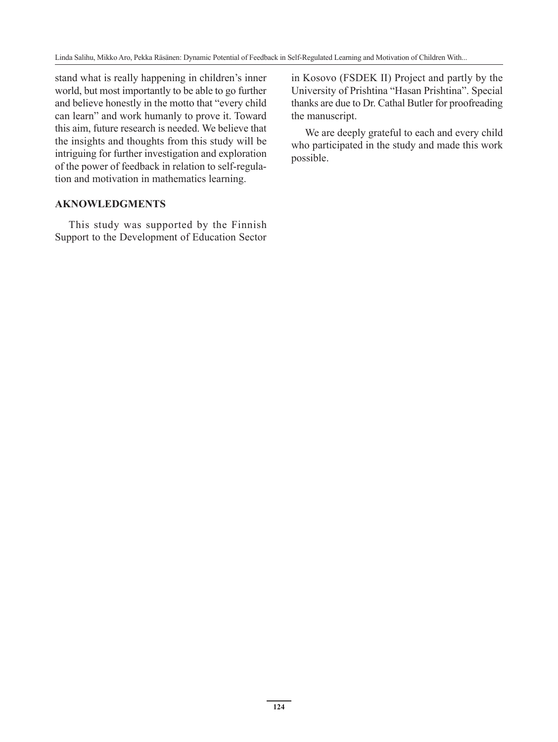stand what is really happening in children's inner world, but most importantly to be able to go further and believe honestly in the motto that "every child can learn" and work humanly to prove it. Toward this aim, future research is needed. We believe that the insights and thoughts from this study will be intriguing for further investigation and exploration of the power of feedback in relation to self-regulation and motivation in mathematics learning.

## AKNOWLEDGMENTS

This study was supported by the Finnish Support to the Development of Education Sector in Kosovo (FSDEK II) Project and partly by the University of Prishtina "Hasan Prishtina". Special thanks are due to Dr. Cathal Butler for proofreading the manuscript.

We are deeply grateful to each and every child who participated in the study and made this work possible.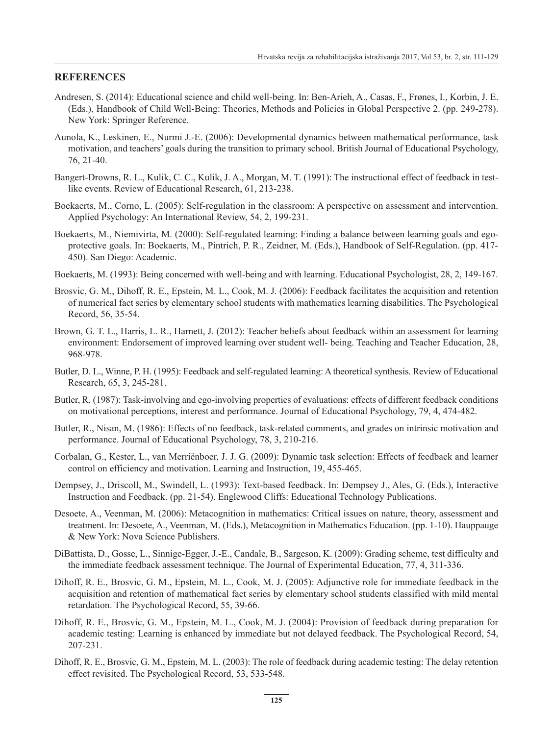## REFERENCES

Andresen, S. (2014): Educational science and child well-being. In: Ben-Arieh, A., Casas, F., Frønes, I., Korbin, J. E. (Eds.), Handbook of Child Well-Being: Theories, Methods and Policies in Global Perspective 2. (pp. 249-278). New York: Springer Reference.

Aunola, K., Leskinen, E., Nurmi J.-E. (2006): Developmental dynamics between mathematical performance, task motivation, and teachers' goals during the transition to primary school. British Journal of Educational Psychology, 76, 21-40.

Bangert-Drowns, R. L., Kulik, C. C., Kulik, J. A., Morgan, M. T. (1991): The instructional effect of feedback in test-like events. Review of Educational Research, 61, 213-238.

Boekaerts, M., Corno, L. (2005): Self-regulation in the classroom: A perspective on assessment and intervention. Applied Psychology: An International Review, 54, 2, 199-231.

Boekaerts, M., Niemivirta, M. (2000): Self-regulated learning: Finding a balance between learning goals and ego-protective goals. In: Boekaerts, M., Pintrich, P. R., Zeidner, M. (Eds.), Handbook of Self-Regulation. (pp. 417-450). San Diego: Academic.

Boekaerts, M. (1993): Being concerned with well-being and with learning. Educational Psychologist, 28, 2, 149-167.

Brosvic, G. M., Dihoff, R. E., Epstein, M. L., Cook, M. J. (2006): Feedback facilitates the acquisition and retention of numerical fact series by elementary school students with mathematics learning disabilities. The Psychological Record, 56, 35-54.

Brown, G. T. L., Harris, L. R., Harnett, J. (2012): Teacher beliefs about feedback within an assessment for learning environment: Endorsement of improved learning over student well- being. Teaching and Teacher Education, 28, 968-978.

Butler, D. L., Winne, P. H. (1995): Feedback and self-regulated learning: A theoretical synthesis. Review of Educational Research, 65, 3, 245-281.

Butler, R. (1987): Task-involving and ego-involving properties of evaluations: effects of different feedback conditions on motivational perceptions, interest and performance. Journal of Educational Psychology, 79, 4, 474-482.

Butler, R., Nisan, M. (1986): Effects of no feedback, task-related comments, and grades on intrinsic motivation and performance. Journal of Educational Psychology, 78, 3, 210-216.

Corbalan, G., Kester, L., van Merriënboer, J. J. G. (2009): Dynamic task selection: Effects of feedback and learner control on efficiency and motivation. Learning and Instruction, 19, 455-465.

Dempsey, J., Driscoll, M., Swindell, L. (1993): Text-based feedback. In: Dempsey J., Ales, G. (Eds.), Interactive Instruction and Feedback. (pp. 21-54). Englewood Cliffs: Educational Technology Publications.

Desoete, A., Veenman, M. (2006): Metacognition in mathematics: Critical issues on nature, theory, assessment and treatment. In: Desoete, A., Veenman, M. (Eds.), Metacognition in Mathematics Education. (pp. 1-10). Hauppauge & New York: Nova Science Publishers.

DiBattista, D., Gosse, L., Sinnige-Egger, J.-E., Candale, B., Sargeson, K. (2009): Grading scheme, test difficulty and the immediate feedback assessment technique. The Journal of Experimental Education, 77, 4, 311-336.

Dihoff, R. E., Brosvic, G. M., Epstein, M. L., Cook, M. J. (2005): Adjunctive role for immediate feedback in the acquisition and retention of mathematical fact series by elementary school students classified with mild mental retardation. The Psychological Record, 55, 39-66.

Dihoff, R. E., Brosvic, G. M., Epstein, M. L., Cook, M. J. (2004): Provision of feedback during preparation for academic testing: Learning is enhanced by immediate but not delayed feedback. The Psychological Record, 54, 207-231.

Dihoff, R. E., Brosvic, G. M., Epstein, M. L. (2003): The role of feedback during academic testing: The delay retention effect revisited. The Psychological Record, 53, 533-548.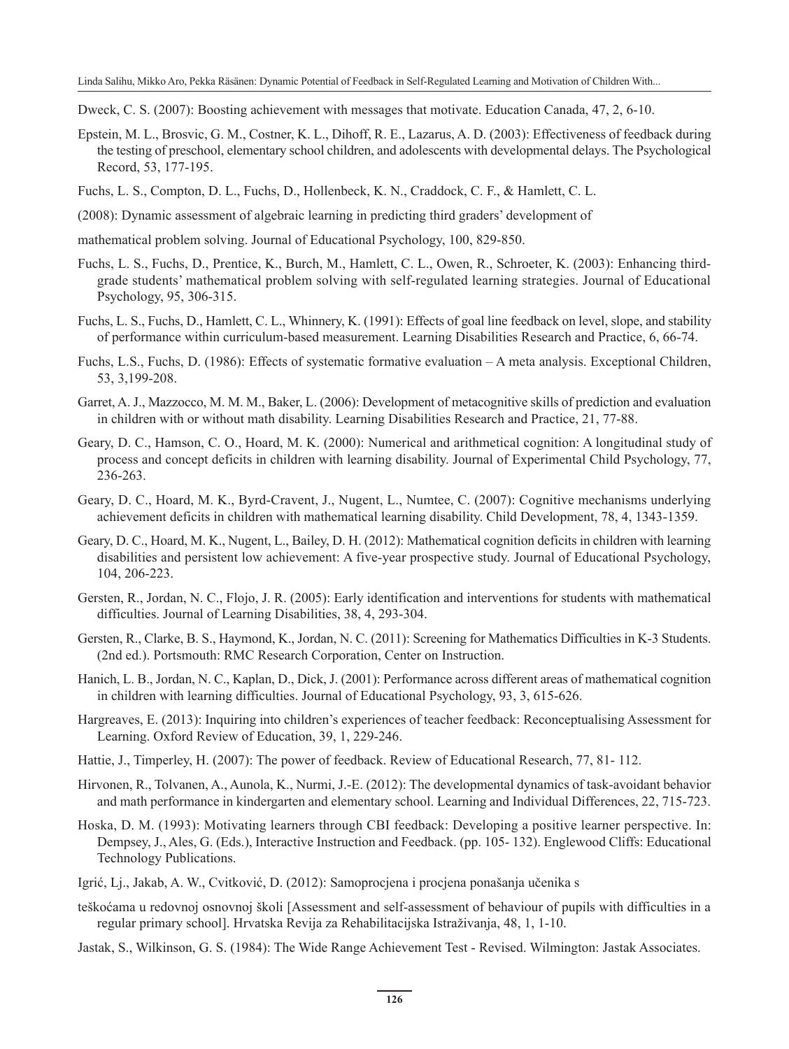Dweck, C. S. (2007): Boosting achievement with messages that motivate. Education Canada, 47, 2, 6-10.

Epstein, M. L., Brosvic, G. M., Costner, K. L., Dihoff, R. E., Lazarus, A. D. (2003): Effectiveness of feedback during the testing of preschool, elementary school children, and adolescents with developmental delays. The Psychological Record, 53, 177-195.

Fuchs, L. S., Compton, D. L., Fuchs, D., Hollenbeck, K. N., Craddock, C. F., & Hamlett, C. L.

(2008): Dynamic assessment of algebraic learning in predicting third graders' development of

mathematical problem solving. Journal of Educational Psychology, 100, 829-850.

Fuchs, L. S., Fuchs, D., Prentice, K., Burch, M., Hamlett, C. L., Owen, R., Schroeter, K. (2003): Enhancing third-grade students' mathematical problem solving with self-regulated learning strategies. Journal of Educational Psychology, 95, 306-315.

Fuchs, L. S., Fuchs, D., Hamlett, C. L., Whinnery, K. (1991): Effects of goal line feedback on level, slope, and stability of performance within curriculum-based measurement. Learning Disabilities Research and Practice, 6, 66-74.

Fuchs, L.S., Fuchs, D. (1986): Effects of systematic formative evaluation – A meta analysis. Exceptional Children, 53, 3,199-208.

Garret, A. J., Mazzocco, M. M. M., Baker, L. (2006): Development of metacognitive skills of prediction and evaluation in children with or without math disability. Learning Disabilities Research and Practice, 21, 77-88.

Geary, D. C., Hamson, C. O., Hoard, M. K. (2000): Numerical and arithmetical cognition: A longitudinal study of process and concept deficits in children with learning disability. Journal of Experimental Child Psychology, 77, 236-263.

Geary, D. C., Hoard, M. K., Byrd-Cravent, J., Nugent, L., Numtee, C. (2007): Cognitive mechanisms underlying achievement deficits in children with mathematical learning disability. Child Development, 78, 4, 1343-1359.

Geary, D. C., Hoard, M. K., Nugent, L., Bailey, D. H. (2012): Mathematical cognition deficits in children with learning disabilities and persistent low achievement: A five-year prospective study. Journal of Educational Psychology, 104, 206-223.

Gersten, R., Jordan, N. C., Flojo, J. R. (2005): Early identification and interventions for students with mathematical difficulties. Journal of Learning Disabilities, 38, 4, 293-304.

Gersten, R., Clarke, B. S., Haymond, K., Jordan, N. C. (2011): Screening for Mathematics Difficulties in K-3 Students. (2nd ed.). Portsmouth: RMC Research Corporation, Center on Instruction.

Hanich, L. B., Jordan, N. C., Kaplan, D., Dick, J. (2001): Performance across different areas of mathematical cognition in children with learning difficulties. Journal of Educational Psychology, 93, 3, 615-626.

Hargreaves, E. (2013): Inquiring into children's experiences of teacher feedback: Reconceptualising Assessment for Learning. Oxford Review of Education, 39, 1, 229-246.

Hattie, J., Timperley, H. (2007): The power of feedback. Review of Educational Research, 77, 81- 112.

Hirvonen, R., Tolvanen, A., Aunola, K., Nurmi, J.-E. (2012): The developmental dynamics of task-avoidant behavior and math performance in kindergarten and elementary school. Learning and Individual Differences, 22, 715-723.

Hoska, D. M. (1993): Motivating learners through CBI feedback: Developing a positive learner perspective. In: Dempsey, J., Ales, G. (Eds.), Interactive Instruction and Feedback. (pp. 105- 132). Englewood Cliffs: Educational Technology Publications.

Igrić, Lj., Jakab, A. W., Cvitković, D. (2012): Samoprocjena i procjena ponašanja učenika s

teškoćama u redovnoj osnovnoj školi [Assessment and self-assessment of behaviour of pupils with difficulties in a regular primary school]. Hrvatska Revija za Rehabilitacijska Istraživanja, 48, 1, 1-10.

Jastak, S., Wilkinson, G. S. (1984): The Wide Range Achievement Test - Revised. Wilmington: Jastak Associates.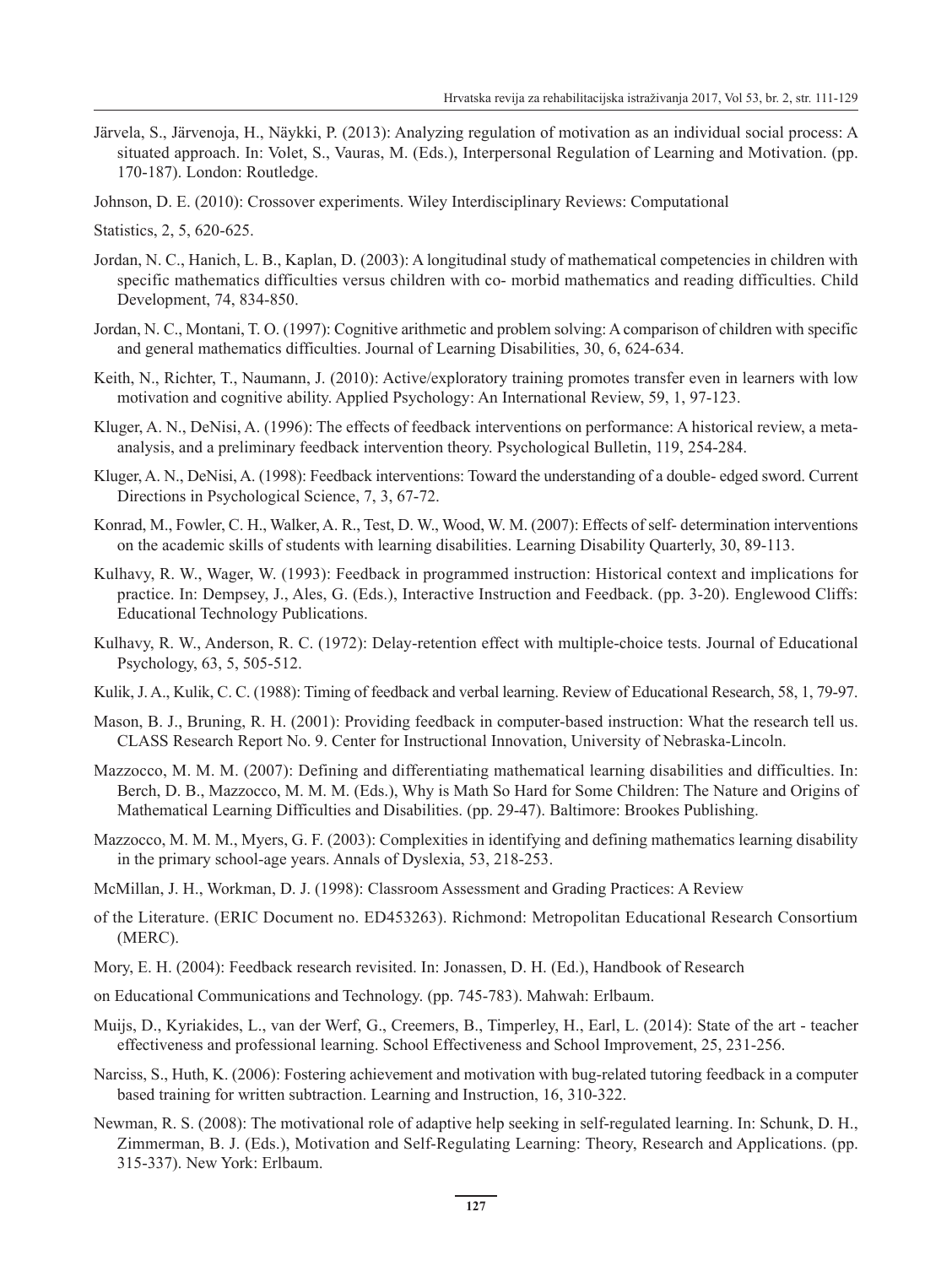Järvela, S., Järvenoja, H., Näykki, P. (2013): Analyzing regulation of motivation as an individual social process: A situated approach. In: Volet, S., Vauras, M. (Eds.), Interpersonal Regulation of Learning and Motivation. (pp. 170-187). London: Routledge.

Johnson, D. E. (2010): Crossover experiments. Wiley Interdisciplinary Reviews: Computational

Statistics, 2, 5, 620-625.

Jordan, N. C., Hanich, L. B., Kaplan, D. (2003): A longitudinal study of mathematical competencies in children with specific mathematics difficulties versus children with co- morbid mathematics and reading difficulties. Child Development, 74, 834-850.

Jordan, N. C., Montani, T. O. (1997): Cognitive arithmetic and problem solving: A comparison of children with specific and general mathematics difficulties. Journal of Learning Disabilities, 30, 6, 624-634.

Keith, N., Richter, T., Naumann, J. (2010): Active/exploratory training promotes transfer even in learners with low motivation and cognitive ability. Applied Psychology: An International Review, 59, 1, 97-123.

Kluger, A. N., DeNisi, A. (1996): The effects of feedback interventions on performance: A historical review, a meta-analysis, and a preliminary feedback intervention theory. Psychological Bulletin, 119, 254-284.

Kluger, A. N., DeNisi, A. (1998): Feedback interventions: Toward the understanding of a double- edged sword. Current Directions in Psychological Science, 7, 3, 67-72.

Konrad, M., Fowler, C. H., Walker, A. R., Test, D. W., Wood, W. M. (2007): Effects of self- determination interventions on the academic skills of students with learning disabilities. Learning Disability Quarterly, 30, 89-113.

Kulhavy, R. W., Wager, W. (1993): Feedback in programmed instruction: Historical context and implications for practice. In: Dempsey, J., Ales, G. (Eds.), Interactive Instruction and Feedback. (pp. 3-20). Englewood Cliffs: Educational Technology Publications.

Kulhavy, R. W., Anderson, R. C. (1972): Delay-retention effect with multiple-choice tests. Journal of Educational Psychology, 63, 5, 505-512.

Kulik, J. A., Kulik, C. C. (1988): Timing of feedback and verbal learning. Review of Educational Research, 58, 1, 79-97.

Mason, B. J., Bruning, R. H. (2001): Providing feedback in computer-based instruction: What the research tell us. CLASS Research Report No. 9. Center for Instructional Innovation, University of Nebraska-Lincoln.

Mazzocco, M. M. M. (2007): Defining and differentiating mathematical learning disabilities and difficulties. In: Berch, D. B., Mazzocco, M. M. M. (Eds.), Why is Math So Hard for Some Children: The Nature and Origins of Mathematical Learning Difficulties and Disabilities. (pp. 29-47). Baltimore: Brookes Publishing.

Mazzocco, M. M. M., Myers, G. F. (2003): Complexities in identifying and defining mathematics learning disability in the primary school-age years. Annals of Dyslexia, 53, 218-253.

McMillan, J. H., Workman, D. J. (1998): Classroom Assessment and Grading Practices: A Review

of the Literature. (ERIC Document no. ED453263). Richmond: Metropolitan Educational Research Consortium (MERC).

Mory, E. H. (2004): Feedback research revisited. In: Jonassen, D. H. (Ed.), Handbook of Research

on Educational Communications and Technology. (pp. 745-783). Mahwah: Erlbaum.

Muijs, D., Kyriakides, L., van der Werf, G., Creemers, B., Timperley, H., Earl, L. (2014): State of the art - teacher effectiveness and professional learning. School Effectiveness and School Improvement, 25, 231-256.

Narciss, S., Huth, K. (2006): Fostering achievement and motivation with bug-related tutoring feedback in a computer based training for written subtraction. Learning and Instruction, 16, 310-322.

Newman, R. S. (2008): The motivational role of adaptive help seeking in self-regulated learning. In: Schunk, D. H., Zimmerman, B. J. (Eds.), Motivation and Self-Regulating Learning: Theory, Research and Applications. (pp. 315-337). New York: Erlbaum.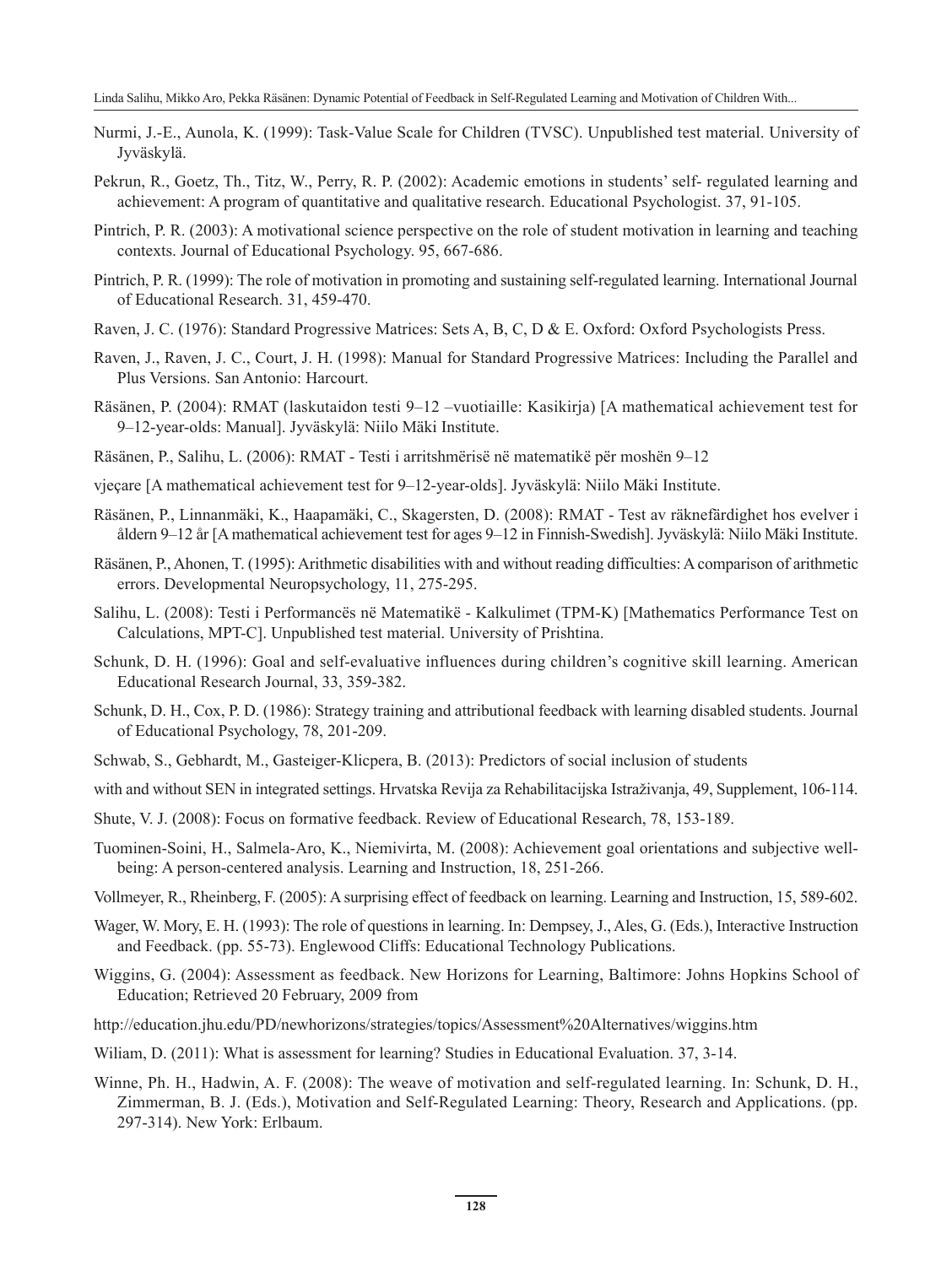Nurmi, J.-E., Aunola, K. (1999): Task-Value Scale for Children (TVSC). Unpublished test material. University of Jyväskylä.

Pekrun, R., Goetz, Th., Titz, W., Perry, R. P. (2002): Academic emotions in students' self- regulated learning and achievement: A program of quantitative and qualitative research. Educational Psychologist. 37, 91-105.

Pintrich, P. R. (2003): A motivational science perspective on the role of student motivation in learning and teaching contexts. Journal of Educational Psychology. 95, 667-686.

Pintrich, P. R. (1999): The role of motivation in promoting and sustaining self-regulated learning. International Journal of Educational Research. 31, 459-470.

Raven, J. C. (1976): Standard Progressive Matrices: Sets A, B, C, D & E. Oxford: Oxford Psychologists Press.

Raven, J., Raven, J. C., Court, J. H. (1998): Manual for Standard Progressive Matrices: Including the Parallel and Plus Versions. San Antonio: Harcourt.

Räsänen, P. (2004): RMAT (laskutaidon testi 9–12 –vuotiaille: Kasikirja) [A mathematical achievement test for 9–12-year-olds: Manual]. Jyväskylä: Niilo Mäki Institute.

Räsänen, P., Salihu, L. (2006): RMAT - Testi i arritshmërisë në matematikë për moshën 9–12

vjeçare [A mathematical achievement test for 9–12-year-olds]. Jyväskylä: Niilo Mäki Institute.

Räsänen, P., Linnanmäki, K., Haapamäki, C., Skagersten, D. (2008): RMAT - Test av räknefärdighet hos evelver i åldern 9–12 år [A mathematical achievement test for ages 9–12 in Finnish-Swedish]. Jyväskylä: Niilo Mäki Institute.

Räsänen, P., Ahonen, T. (1995): Arithmetic disabilities with and without reading difficulties: A comparison of arithmetic errors. Developmental Neuropsychology, 11, 275-295.

Salihu, L. (2008): Testi i Performancës në Matematikë - Kalkulimet (TPM-K) [Mathematics Performance Test on Calculations, MPT-C]. Unpublished test material. University of Prishtina.

Schunk, D. H. (1996): Goal and self-evaluative influences during children's cognitive skill learning. American Educational Research Journal, 33, 359-382.

Schunk, D. H., Cox, P. D. (1986): Strategy training and attributional feedback with learning disabled students. Journal of Educational Psychology, 78, 201-209.

Schwab, S., Gebhardt, M., Gasteiger-Klicpera, B. (2013): Predictors of social inclusion of students

with and without SEN in integrated settings. Hrvatska Revija za Rehabilitacijska Istraživanja, 49, Supplement, 106-114.

Shute, V. J. (2008): Focus on formative feedback. Review of Educational Research, 78, 153-189.

Tuominen-Soini, H., Salmela-Aro, K., Niemivirta, M. (2008): Achievement goal orientations and subjective well-being: A person-centered analysis. Learning and Instruction, 18, 251-266.

Vollmeyer, R., Rheinberg, F. (2005): A surprising effect of feedback on learning. Learning and Instruction, 15, 589-602.

Wager, W. Mory, E. H. (1993): The role of questions in learning. In: Dempsey, J., Ales, G. (Eds.), Interactive Instruction and Feedback. (pp. 55-73). Englewood Cliffs: Educational Technology Publications.

Wiggins, G. (2004): Assessment as feedback. New Horizons for Learning, Baltimore: Johns Hopkins School of Education; Retrieved 20 February, 2009 from

http://education.jhu.edu/PD/newhorizons/strategies/topics/Assessment%20Alternatives/wiggins.htm

Wiliam, D. (2011): What is assessment for learning? Studies in Educational Evaluation. 37, 3-14.

Winne, Ph. H., Hadwin, A. F. (2008): The weave of motivation and self-regulated learning. In: Schunk, D. H., Zimmerman, B. J. (Eds.), Motivation and Self-Regulated Learning: Theory, Research and Applications. (pp. 297-314). New York: Erlbaum.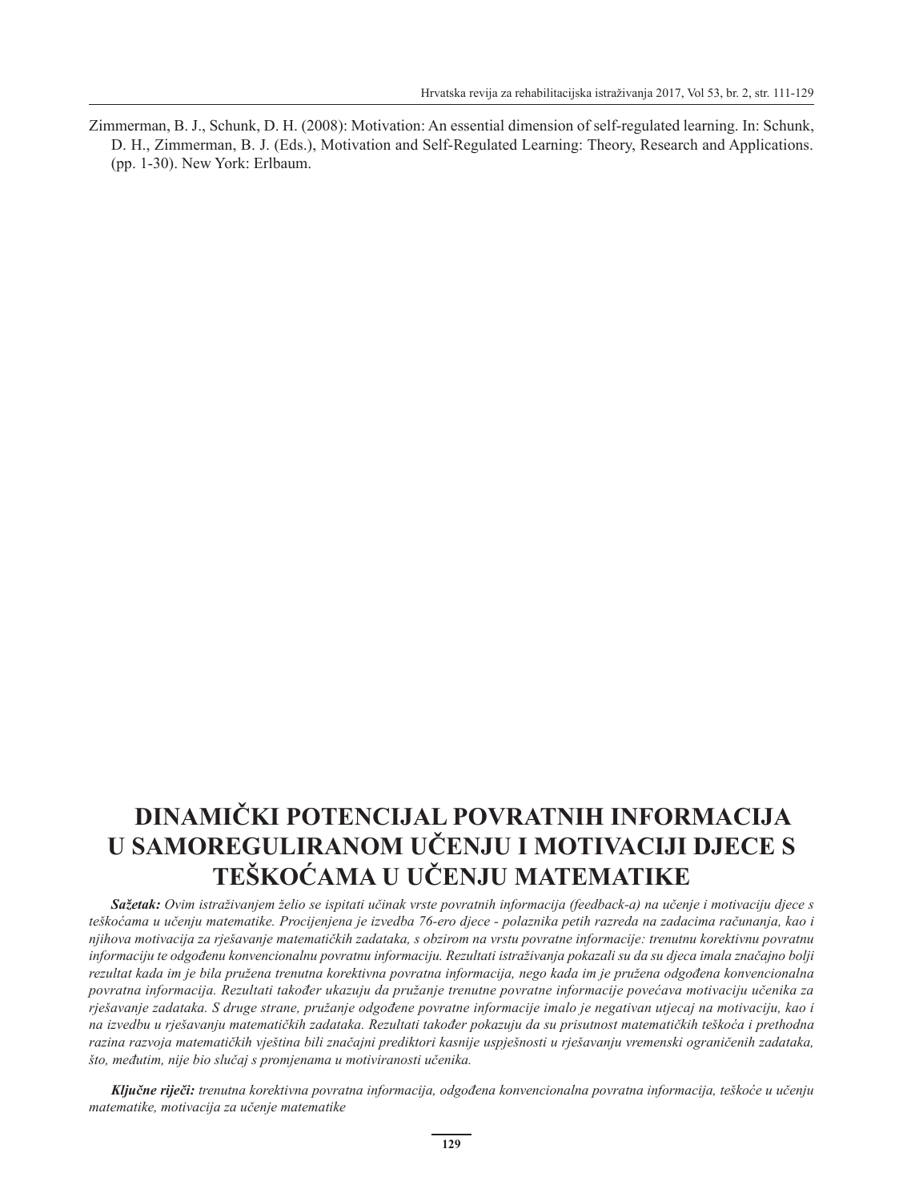Zimmerman, B. J., Schunk, D. H. (2008): Motivation: An essential dimension of self-regulated learning. In: Schunk, D. H., Zimmerman, B. J. (Eds.), Motivation and Self-Regulated Learning: Theory, Research and Applications. (pp. 1-30). New York: Erlbaum.

# DINAMIČKI POTENCIJAL POVRATNIH INFORMACIJA U SAMOREGULIRANOM UČENJU I MOTIVACIJI DJECE S TEŠKOĆAMA U UČENJU MATEMATIKE

***Sažetak:*** *Ovim istraživanjem želio se ispitati učinak vrste povratnih informacija (feedback-a) na učenje i motivaciju djece s teškoćama u učenju matematike. Procijenjena je izvedba 76-ero djece - polaznika petih razreda na zadacima računanja, kao i njihova motivacija za rješavanje matematičkih zadataka, s obzirom na vrstu povratne informacije: trenutnu korektivnu povratnu informaciju te odgođenu konvencionalnu povratnu informaciju. Rezultati istraživanja pokazali su da su djeca imala značajno bolji rezultat kada im je bila pružena trenutna korektivna povratna informacija, nego kada im je pružena odgođena konvencionalna povratna informacija. Rezultati također ukazuju da pružanje trenutne povratne informacije povećava motivaciju učenika za rješavanje zadataka. S druge strane, pružanje odgođene povratne informacije imalo je negativan utjecaj na motivaciju, kao i na izvedbu u rješavanju matematičkih zadataka. Rezultati također pokazuju da su prisutnost matematičkih teškoća i prethodna razina razvoja matematičkih vještina bili značajni prediktori kasnije uspješnosti u rješavanju vremenski ograničenih zadataka, što, međutim, nije bio slučaj s promjenama u motiviranosti učenika.*

***Ključne riječi:*** *trenutna korektivna povratna informacija, odgođena konvencionalna povratna informacija, teškoće u učenju matematike, motivacija za učenje matematike*